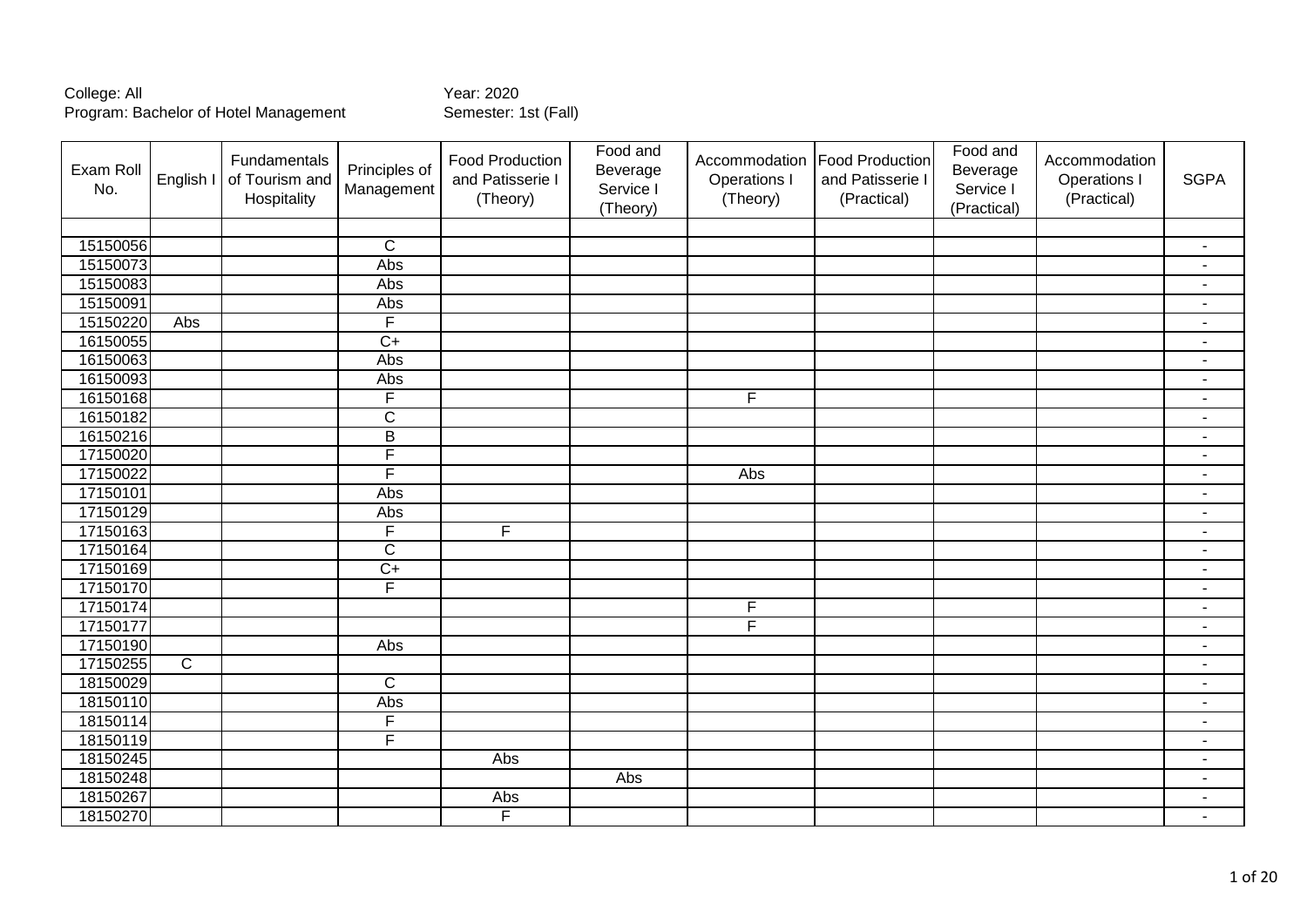College: All
Program: Bachelor of Hotel Management

Year: 2020
Semester: 1st (Fall)

| Exam Roll No. | English I | Fundamentals of Tourism and Hospitality | Principles of Management | Food Production and Patisserie I (Theory) | Food and Beverage Service I (Theory) | Accommodation Operations I (Theory) | Food Production and Patisserie I (Practical) | Food and Beverage Service I (Practical) | Accommodation Operations I (Practical) | SGPA |
|---|---|---|---|---|---|---|---|---|---|---|
| | | | | | | | | | | |
| 15150056 | | | C | | | | | | | - |
| 15150073 | | | Abs | | | | | | | - |
| 15150083 | | | Abs | | | | | | | - |
| 15150091 | | | Abs | | | | | | | - |
| 15150220 | Abs | | F | | | | | | | - |
| 16150055 | | | C+ | | | | | | | - |
| 16150063 | | | Abs | | | | | | | - |
| 16150093 | | | Abs | | | | | | | - |
| 16150168 | | | F | | | F | | | | - |
| 16150182 | | | C | | | | | | | - |
| 16150216 | | | B | | | | | | | - |
| 17150020 | | | F | | | | | | | - |
| 17150022 | | | F | | | Abs | | | | - |
| 17150101 | | | Abs | | | | | | | - |
| 17150129 | | | Abs | | | | | | | - |
| 17150163 | | | F | F | | | | | | - |
| 17150164 | | | C | | | | | | | - |
| 17150169 | | | C+ | | | | | | | - |
| 17150170 | | | F | | | | | | | - |
| 17150174 | | | | | | F | | | | - |
| 17150177 | | | | | | F | | | | - |
| 17150190 | | | Abs | | | | | | | - |
| 17150255 | C | | | | | | | | | - |
| 18150029 | | | C | | | | | | | - |
| 18150110 | | | Abs | | | | | | | - |
| 18150114 | | | F | | | | | | | - |
| 18150119 | | | F | | | | | | | - |
| 18150245 | | | | Abs | | | | | | - |
| 18150248 | | | | | Abs | | | | | - |
| 18150267 | | | | Abs | | | | | | - |
| 18150270 | | | | F | | | | | | - |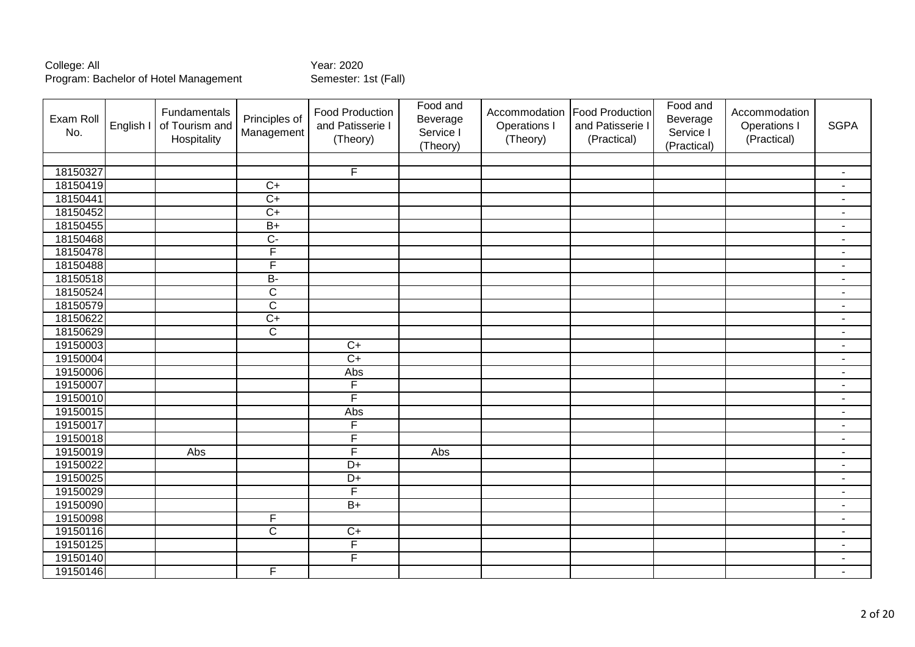College: All
Program: Bachelor of Hotel Management

Year: 2020
Semester: 1st (Fall)

| Exam Roll No. | English I | Fundamentals of Tourism and Hospitality | Principles of Management | Food Production and Patisserie I (Theory) | Food and Beverage Service I (Theory) | Accommodation Operations I (Theory) | Food Production and Patisserie I (Practical) | Food and Beverage Service I (Practical) | Accommodation Operations I (Practical) | SGPA |
|---|---|---|---|---|---|---|---|---|---|---|
| | | | | | | | | | | |
| 18150327 | | | | F | | | | | | - |
| 18150419 | | | C+ | | | | | | | - |
| 18150441 | | | C+ | | | | | | | - |
| 18150452 | | | C+ | | | | | | | - |
| 18150455 | | | B+ | | | | | | | - |
| 18150468 | | | C- | | | | | | | - |
| 18150478 | | | F | | | | | | | - |
| 18150488 | | | F | | | | | | | - |
| 18150518 | | | B- | | | | | | | - |
| 18150524 | | | C | | | | | | | - |
| 18150579 | | | C | | | | | | | - |
| 18150622 | | | C+ | | | | | | | - |
| 18150629 | | | C | | | | | | | - |
| 19150003 | | | | C+ | | | | | | - |
| 19150004 | | | | C+ | | | | | | - |
| 19150006 | | | | Abs | | | | | | - |
| 19150007 | | | | F | | | | | | - |
| 19150010 | | | | F | | | | | | - |
| 19150015 | | | | Abs | | | | | | - |
| 19150017 | | | | F | | | | | | - |
| 19150018 | | | | F | | | | | | - |
| 19150019 | | Abs | | F | Abs | | | | | - |
| 19150022 | | | | D+ | | | | | | - |
| 19150025 | | | | D+ | | | | | | - |
| 19150029 | | | | F | | | | | | - |
| 19150090 | | | | B+ | | | | | | - |
| 19150098 | | | F | | | | | | | - |
| 19150116 | | | C | C+ | | | | | | - |
| 19150125 | | | | F | | | | | | - |
| 19150140 | | | | F | | | | | | - |
| 19150146 | | | F | | | | | | | - |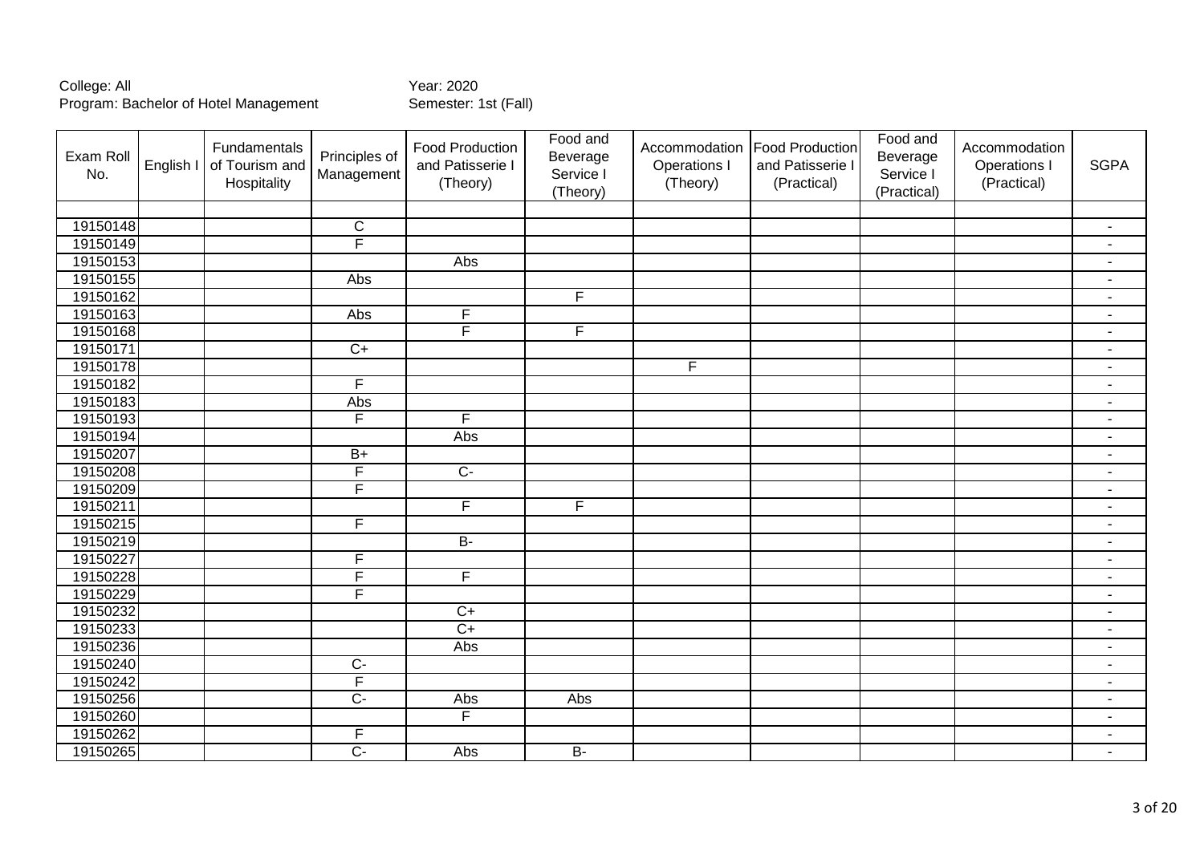College: All
Program: Bachelor of Hotel Management

Year: 2020
Semester: 1st (Fall)

| Exam Roll No. | English I | Fundamentals of Tourism and Hospitality | Principles of Management | Food Production and Patisserie I (Theory) | Food and Beverage Service I (Theory) | Accommodation Operations I (Theory) | Food Production and Patisserie I (Practical) | Food and Beverage Service I (Practical) | Accommodation Operations I (Practical) | SGPA |
|---|---|---|---|---|---|---|---|---|---|---|
| | | | | | | | | | | |
| 19150148 | | | C | | | | | | | - |
| 19150149 | | | F | | | | | | | - |
| 19150153 | | | | Abs | | | | | | - |
| 19150155 | | | Abs | | | | | | | - |
| 19150162 | | | | | F | | | | | - |
| 19150163 | | | Abs | F | | | | | | - |
| 19150168 | | | | F | F | | | | | - |
| 19150171 | | | C+ | | | | | | | - |
| 19150178 | | | | | | F | | | | - |
| 19150182 | | | F | | | | | | | - |
| 19150183 | | | Abs | | | | | | | - |
| 19150193 | | | F | F | | | | | | - |
| 19150194 | | | | Abs | | | | | | - |
| 19150207 | | | B+ | | | | | | | - |
| 19150208 | | | F | C- | | | | | | - |
| 19150209 | | | F | | | | | | | - |
| 19150211 | | | | F | F | | | | | - |
| 19150215 | | | F | | | | | | | - |
| 19150219 | | | | B- | | | | | | - |
| 19150227 | | | F | | | | | | | - |
| 19150228 | | | F | F | | | | | | - |
| 19150229 | | | F | | | | | | | - |
| 19150232 | | | | C+ | | | | | | - |
| 19150233 | | | | C+ | | | | | | - |
| 19150236 | | | | Abs | | | | | | - |
| 19150240 | | | C- | | | | | | | - |
| 19150242 | | | F | | | | | | | - |
| 19150256 | | | C- | Abs | Abs | | | | | - |
| 19150260 | | | | F | | | | | | - |
| 19150262 | | | F | | | | | | | - |
| 19150265 | | | C- | Abs | B- | | | | | - |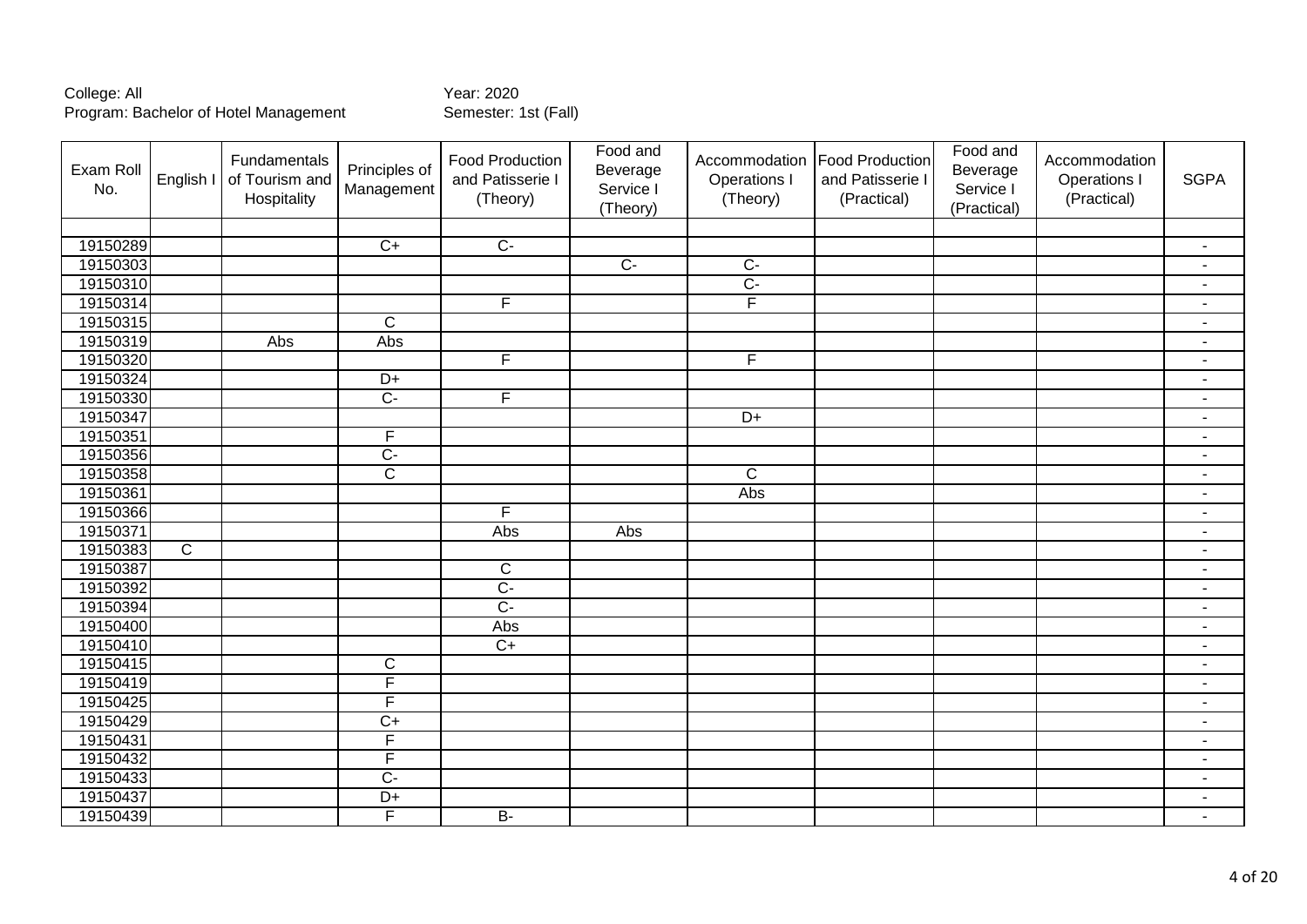College: All
Program: Bachelor of Hotel Management

Year: 2020
Semester: 1st (Fall)

| Exam Roll No. | English I | Fundamentals of Tourism and Hospitality | Principles of Management | Food Production and Patisserie I (Theory) | Food and Beverage Service I (Theory) | Accommodation Operations I (Theory) | Food Production and Patisserie I (Practical) | Food and Beverage Service I (Practical) | Accommodation Operations I (Practical) | SGPA |
|---|---|---|---|---|---|---|---|---|---|---|
| | | | | | | | | | | |
| 19150289 | | | C+ | C- | | | | | | - |
| 19150303 | | | | | C- | C- | | | | - |
| 19150310 | | | | | | C- | | | | - |
| 19150314 | | | | F | | F | | | | - |
| 19150315 | | | C | | | | | | | - |
| 19150319 | | Abs | Abs | | | | | | | - |
| 19150320 | | | | F | | F | | | | - |
| 19150324 | | | D+ | | | | | | | - |
| 19150330 | | | C- | F | | | | | | - |
| 19150347 | | | | | | D+ | | | | - |
| 19150351 | | | F | | | | | | | - |
| 19150356 | | | C- | | | | | | | - |
| 19150358 | | | C | | | C | | | | - |
| 19150361 | | | | | | Abs | | | | - |
| 19150366 | | | | F | | | | | | - |
| 19150371 | | | | Abs | Abs | | | | | - |
| 19150383 | C | | | | | | | | | - |
| 19150387 | | | | C | | | | | | - |
| 19150392 | | | | C- | | | | | | - |
| 19150394 | | | | C- | | | | | | - |
| 19150400 | | | | Abs | | | | | | - |
| 19150410 | | | | C+ | | | | | | - |
| 19150415 | | | C | | | | | | | - |
| 19150419 | | | F | | | | | | | - |
| 19150425 | | | F | | | | | | | - |
| 19150429 | | | C+ | | | | | | | - |
| 19150431 | | | F | | | | | | | - |
| 19150432 | | | F | | | | | | | - |
| 19150433 | | | C- | | | | | | | - |
| 19150437 | | | D+ | | | | | | | - |
| 19150439 | | | F | B- | | | | | | - |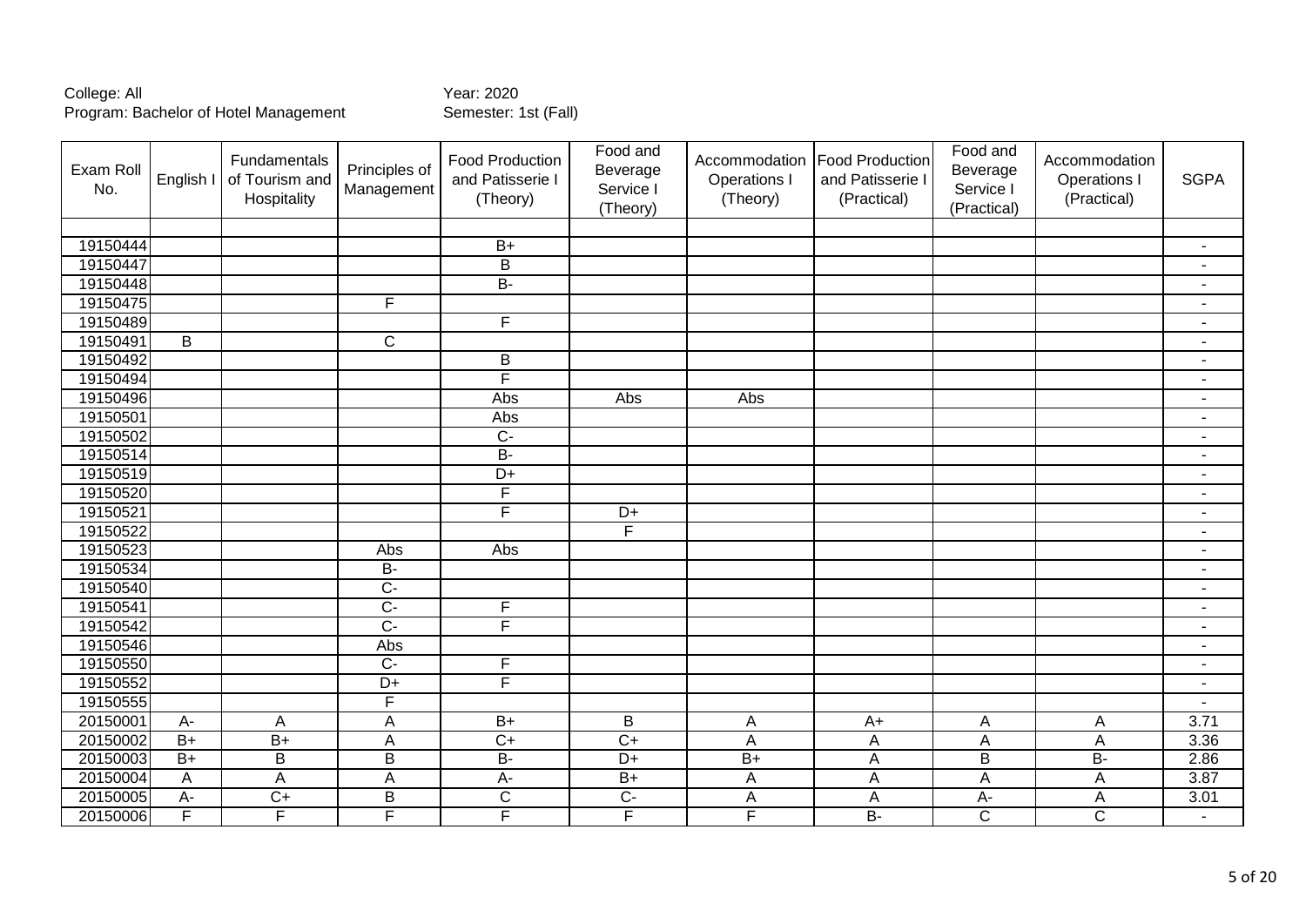College: All
Program: Bachelor of Hotel Management

Year: 2020
Semester: 1st (Fall)

| Exam Roll No. | English I | Fundamentals of Tourism and Hospitality | Principles of Management | Food Production and Patisserie I (Theory) | Food and Beverage Service I (Theory) | Accommodation Operations I (Theory) | Food Production and Patisserie I (Practical) | Food and Beverage Service I (Practical) | Accommodation Operations I (Practical) | SGPA |
|---|---|---|---|---|---|---|---|---|---|---|
| | | | | | | | | | | |
| 19150444 | | | | B+ | | | | | | - |
| 19150447 | | | | B | | | | | | - |
| 19150448 | | | | B- | | | | | | - |
| 19150475 | | | F | | | | | | | - |
| 19150489 | | | | F | | | | | | - |
| 19150491 | B | | C | | | | | | | - |
| 19150492 | | | | B | | | | | | - |
| 19150494 | | | | F | | | | | | - |
| 19150496 | | | | Abs | Abs | Abs | | | | - |
| 19150501 | | | | Abs | | | | | | - |
| 19150502 | | | | C- | | | | | | - |
| 19150514 | | | | B- | | | | | | - |
| 19150519 | | | | D+ | | | | | | - |
| 19150520 | | | | F | | | | | | - |
| 19150521 | | | | F | D+ | | | | | - |
| 19150522 | | | | | F | | | | | - |
| 19150523 | | | Abs | Abs | | | | | | - |
| 19150534 | | | B- | | | | | | | - |
| 19150540 | | | C- | | | | | | | - |
| 19150541 | | | C- | F | | | | | | - |
| 19150542 | | | C- | F | | | | | | - |
| 19150546 | | | Abs | | | | | | | - |
| 19150550 | | | C- | F | | | | | | - |
| 19150552 | | | D+ | F | | | | | | - |
| 19150555 | | | F | | | | | | | - |
| 20150001 | A- | A | A | B+ | B | A | A+ | A | A | 3.71 |
| 20150002 | B+ | B+ | A | C+ | C+ | A | A | A | A | 3.36 |
| 20150003 | B+ | B | B | B- | D+ | B+ | A | B | B- | 2.86 |
| 20150004 | A | A | A | A- | B+ | A | A | A | A | 3.87 |
| 20150005 | A- | C+ | B | C | C- | A | A | A- | A | 3.01 |
| 20150006 | F | F | F | F | F | F | B- | C | C | - |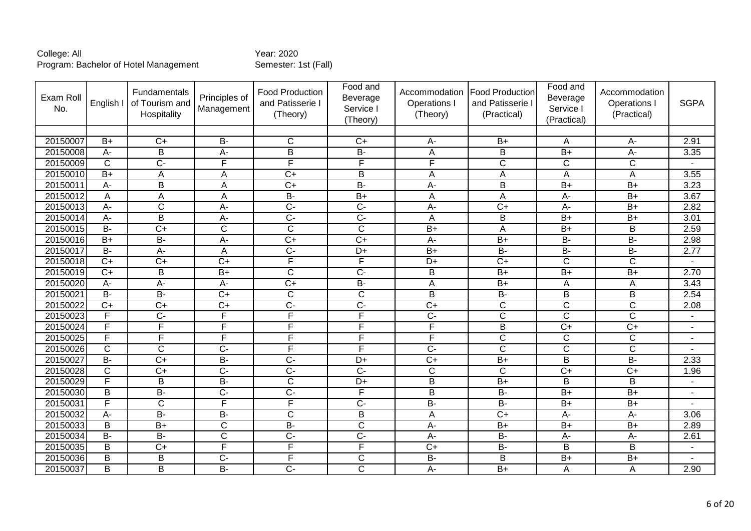College: All
Program: Bachelor of Hotel Management

Year: 2020
Semester: 1st (Fall)

| Exam Roll No. | English I | Fundamentals of Tourism and Hospitality | Principles of Management | Food Production and Patisserie I (Theory) | Food and Beverage Service I (Theory) | Accommodation Operations I (Theory) | Food Production and Patisserie I (Practical) | Food and Beverage Service I (Practical) | Accommodation Operations I (Practical) | SGPA |
|---|---|---|---|---|---|---|---|---|---|---|
| | | | | | | | | | | |
| 20150007 | B+ | C+ | B- | C | C+ | A- | B+ | A | A- | 2.91 |
| 20150008 | A- | B | A- | B | B- | A | B | B+ | A- | 3.35 |
| 20150009 | C | C- | F | F | F | F | C | C | C | - |
| 20150010 | B+ | A | A | C+ | B | A | A | A | A | 3.55 |
| 20150011 | A- | B | A | C+ | B- | A- | B | B+ | B+ | 3.23 |
| 20150012 | A | A | A | B- | B+ | A | A | A- | B+ | 3.67 |
| 20150013 | A- | C | A- | C- | C- | A- | C+ | A- | B+ | 2.82 |
| 20150014 | A- | B | A- | C- | C- | A | B | B+ | B+ | 3.01 |
| 20150015 | B- | C+ | C | C | C | B+ | A | B+ | B | 2.59 |
| 20150016 | B+ | B- | A- | C+ | C+ | A- | B+ | B- | B- | 2.98 |
| 20150017 | B- | A- | A | C- | D+ | B+ | B- | B- | B- | 2.77 |
| 20150018 | C+ | C+ | C+ | F | F | D+ | C+ | C | C | - |
| 20150019 | C+ | B | B+ | C | C- | B | B+ | B+ | B+ | 2.70 |
| 20150020 | A- | A- | A- | C+ | B- | A | B+ | A | A | 3.43 |
| 20150021 | B- | B- | C+ | C | C | B | B- | B | B | 2.54 |
| 20150022 | C+ | C+ | C+ | C- | C- | C+ | C | C | C | 2.08 |
| 20150023 | F | C- | F | F | F | C- | C | C | C | - |
| 20150024 | F | F | F | F | F | F | B | C+ | C+ | - |
| 20150025 | F | F | F | F | F | F | C | C | C | - |
| 20150026 | C | C | C- | F | F | C- | C | C | C | - |
| 20150027 | B- | C+ | B- | C- | D+ | C+ | B+ | B | B- | 2.33 |
| 20150028 | C | C+ | C- | C- | C- | C | C | C+ | C+ | 1.96 |
| 20150029 | F | B | B- | C | D+ | B | B+ | B | B | - |
| 20150030 | B | B- | C- | C- | F | B | B- | B+ | B+ | - |
| 20150031 | F | C | F | F | C- | B- | B- | B+ | B+ | - |
| 20150032 | A- | B- | B- | C | B | A | C+ | A- | A- | 3.06 |
| 20150033 | B | B+ | C | B- | C | A- | B+ | B+ | B+ | 2.89 |
| 20150034 | B- | B- | C | C- | C- | A- | B- | A- | A- | 2.61 |
| 20150035 | B | C+ | F | F | F | C+ | B- | B | B | - |
| 20150036 | B | B | C- | F | C | B- | B | B+ | B+ | - |
| 20150037 | B | B | B- | C- | C | A- | B+ | A | A | 2.90 |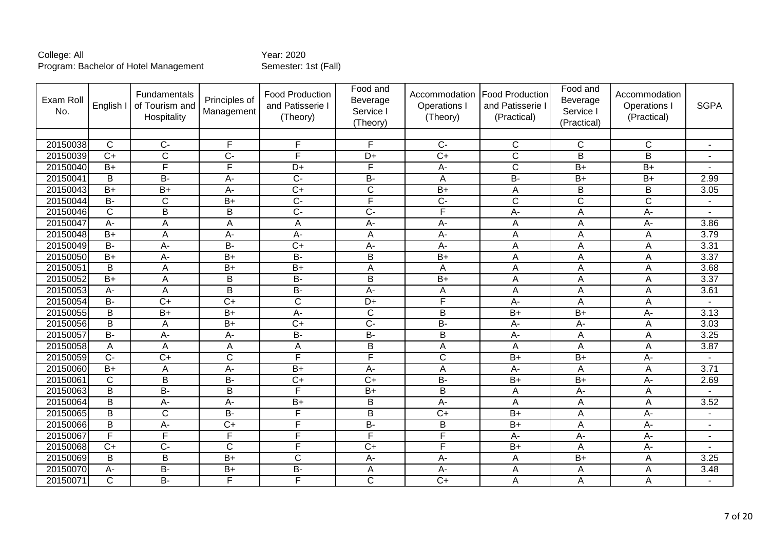College: All
Program: Bachelor of Hotel Management

Year: 2020
Semester: 1st (Fall)

| Exam Roll No. | English I | Fundamentals of Tourism and Hospitality | Principles of Management | Food Production and Patisserie I (Theory) | Food and Beverage Service I (Theory) | Accommodation Operations I (Theory) | Food Production and Patisserie I (Practical) | Food and Beverage Service I (Practical) | Accommodation Operations I (Practical) | SGPA |
|---|---|---|---|---|---|---|---|---|---|---|
| | | | | | | | | | | |
| 20150038 | C | C- | F | F | F | C- | C | C | C | - |
| 20150039 | C+ | C | C- | F | D+ | C+ | C | B | B | - |
| 20150040 | B+ | F | F | D+ | F | A- | C | B+ | B+ | - |
| 20150041 | B | B- | A- | C- | B- | A | B- | B+ | B+ | 2.99 |
| 20150043 | B+ | B+ | A- | C+ | C | B+ | A | B | B | 3.05 |
| 20150044 | B- | C | B+ | C- | F | C- | C | C | C | - |
| 20150046 | C | B | B | C- | C- | F | A- | A | A- | - |
| 20150047 | A- | A | A | A | A- | A- | A | A | A- | 3.86 |
| 20150048 | B+ | A | A- | A- | A | A- | A | A | A | 3.79 |
| 20150049 | B- | A- | B- | C+ | A- | A- | A | A | A | 3.31 |
| 20150050 | B+ | A- | B+ | B- | B | B+ | A | A | A | 3.37 |
| 20150051 | B | A | B+ | B+ | A | A | A | A | A | 3.68 |
| 20150052 | B+ | A | B | B- | B | B+ | A | A | A | 3.37 |
| 20150053 | A- | A | B | B- | A- | A | A | A | A | 3.61 |
| 20150054 | B- | C+ | C+ | C | D+ | F | A- | A | A | - |
| 20150055 | B | B+ | B+ | A- | C | B | B+ | B+ | A- | 3.13 |
| 20150056 | B | A | B+ | C+ | C- | B- | A- | A- | A | 3.03 |
| 20150057 | B- | A- | A- | B- | B- | B | A- | A | A | 3.25 |
| 20150058 | A | A | A | A | B | A | A | A | A | 3.87 |
| 20150059 | C- | C+ | C | F | F | C | B+ | B+ | A- | - |
| 20150060 | B+ | A | A- | B+ | A- | A | A- | A | A | 3.71 |
| 20150061 | C | B | B- | C+ | C+ | B- | B+ | B+ | A- | 2.69 |
| 20150063 | B | B- | B | F | B+ | B | A | A- | A | - |
| 20150064 | B | A- | A- | B+ | B | A- | A | A | A | 3.52 |
| 20150065 | B | C | B- | F | B | C+ | B+ | A | A- | - |
| 20150066 | B | A- | C+ | F | B- | B | B+ | A | A- | - |
| 20150067 | F | F | F | F | F | F | A- | A- | A- | - |
| 20150068 | C+ | C- | C | F | C+ | F | B+ | A | A- | - |
| 20150069 | B | B | B+ | C | A- | A- | A | B+ | A | 3.25 |
| 20150070 | A- | B- | B+ | B- | A | A- | A | A | A | 3.48 |
| 20150071 | C | B- | F | F | C | C+ | A | A | A | - |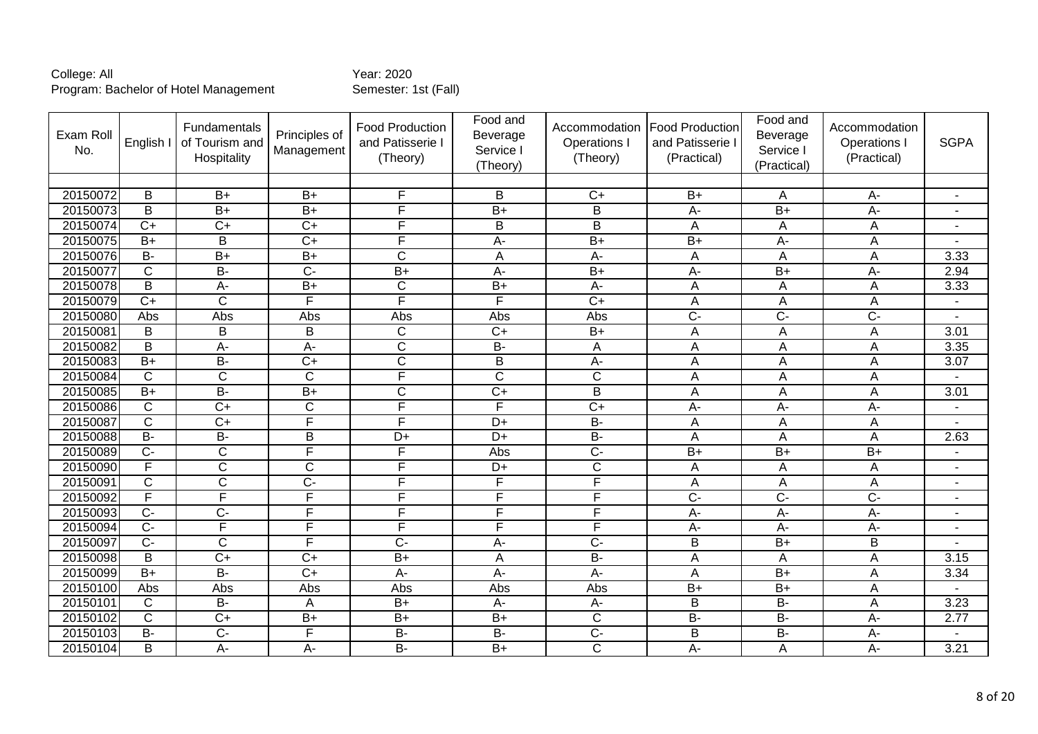College: All
Program: Bachelor of Hotel Management

Year: 2020
Semester: 1st (Fall)

| Exam Roll No. | English I | Fundamentals of Tourism and Hospitality | Principles of Management | Food Production and Patisserie I (Theory) | Food and Beverage Service I (Theory) | Accommodation Operations I (Theory) | Food Production and Patisserie I (Practical) | Food and Beverage Service I (Practical) | Accommodation Operations I (Practical) | SGPA |
|---|---|---|---|---|---|---|---|---|---|---|
| | | | | | | | | | | |
| 20150072 | B | B+ | B+ | F | B | C+ | B+ | A | A- | - |
| 20150073 | B | B+ | B+ | F | B+ | B | A- | B+ | A- | - |
| 20150074 | C+ | C+ | C+ | F | B | B | A | A | A | - |
| 20150075 | B+ | B | C+ | F | A- | B+ | B+ | A- | A | - |
| 20150076 | B- | B+ | B+ | C | A | A- | A | A | A | 3.33 |
| 20150077 | C | B- | C- | B+ | A- | B+ | A- | B+ | A- | 2.94 |
| 20150078 | B | A- | B+ | C | B+ | A- | A | A | A | 3.33 |
| 20150079 | C+ | C | F | F | F | C+ | A | A | A | - |
| 20150080 | Abs | Abs | Abs | Abs | Abs | Abs | C- | C- | C- | - |
| 20150081 | B | B | B | C | C+ | B+ | A | A | A | 3.01 |
| 20150082 | B | A- | A- | C | B- | A | A | A | A | 3.35 |
| 20150083 | B+ | B- | C+ | C | B | A- | A | A | A | 3.07 |
| 20150084 | C | C | C | F | C | C | A | A | A | - |
| 20150085 | B+ | B- | B+ | C | C+ | B | A | A | A | 3.01 |
| 20150086 | C | C+ | C | F | F | C+ | A- | A- | A- | - |
| 20150087 | C | C+ | F | F | D+ | B- | A | A | A | - |
| 20150088 | B- | B- | B | D+ | D+ | B- | A | A | A | 2.63 |
| 20150089 | C- | C | F | F | Abs | C- | B+ | B+ | B+ | - |
| 20150090 | F | C | C | F | D+ | C | A | A | A | - |
| 20150091 | C | C | C- | F | F | F | A | A | A | - |
| 20150092 | F | F | F | F | F | F | C- | C- | C- | - |
| 20150093 | C- | C- | F | F | F | F | A- | A- | A- | - |
| 20150094 | C- | F | F | F | F | F | A- | A- | A- | - |
| 20150097 | C- | C | F | C- | A- | C- | B | B+ | B | - |
| 20150098 | B | C+ | C+ | B+ | A | B- | A | A | A | 3.15 |
| 20150099 | B+ | B- | C+ | A- | A- | A- | A | B+ | A | 3.34 |
| 20150100 | Abs | Abs | Abs | Abs | Abs | Abs | B+ | B+ | A | - |
| 20150101 | C | B- | A | B+ | A- | A- | B | B- | A | 3.23 |
| 20150102 | C | C+ | B+ | B+ | B+ | C | B- | B- | A- | 2.77 |
| 20150103 | B- | C- | F | B- | B- | C- | B | B- | A- | - |
| 20150104 | B | A- | A- | B- | B+ | C | A- | A | A- | 3.21 |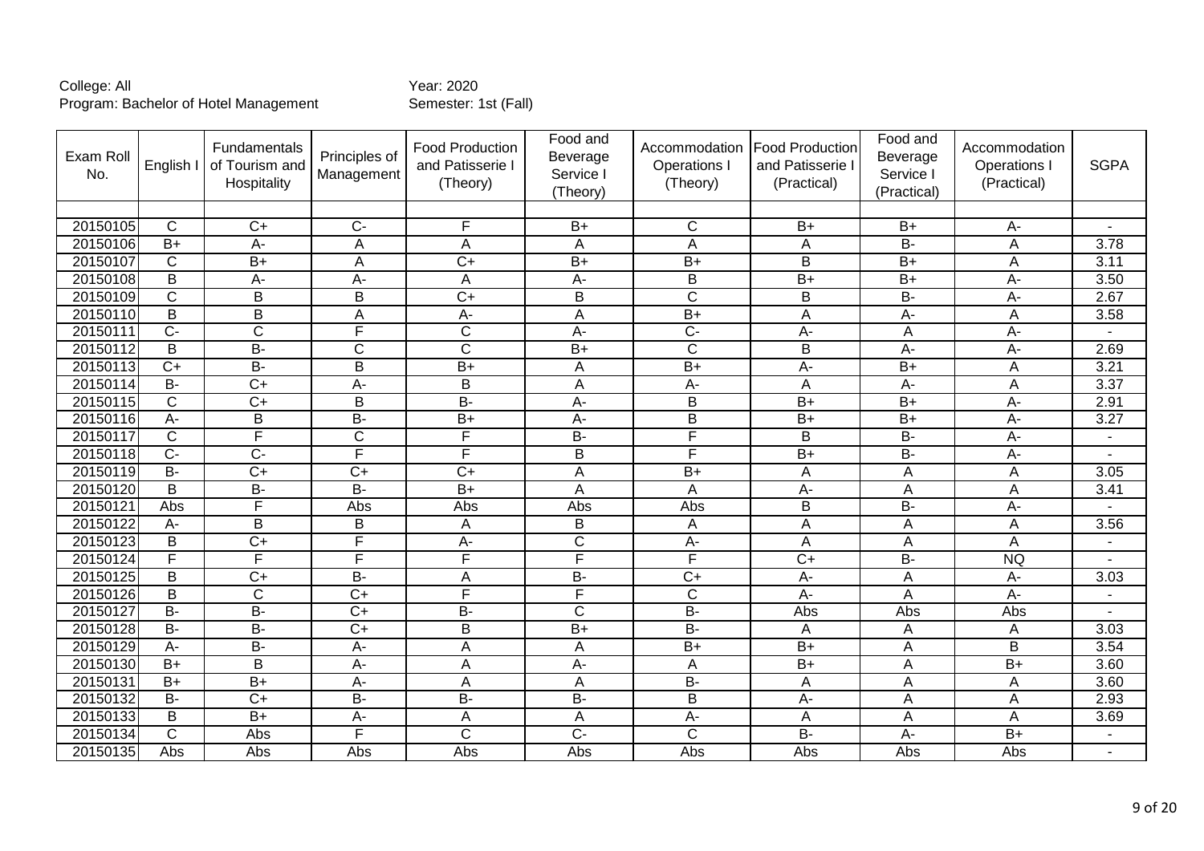College: All
Program: Bachelor of Hotel Management

Year: 2020
Semester: 1st (Fall)

| Exam Roll No. | English I | Fundamentals of Tourism and Hospitality | Principles of Management | Food Production and Patisserie I (Theory) | Food and Beverage Service I (Theory) | Accommodation Operations I (Theory) | Food Production and Patisserie I (Practical) | Food and Beverage Service I (Practical) | Accommodation Operations I (Practical) | SGPA |
|---|---|---|---|---|---|---|---|---|---|---|
| | | | | | | | | | | |
| 20150105 | C | C+ | C- | F | B+ | C | B+ | B+ | A- | - |
| 20150106 | B+ | A- | A | A | A | A | A | B- | A | 3.78 |
| 20150107 | C | B+ | A | C+ | B+ | B+ | B | B+ | A | 3.11 |
| 20150108 | B | A- | A- | A | A- | B | B+ | B+ | A- | 3.50 |
| 20150109 | C | B | B | C+ | B | C | B | B- | A- | 2.67 |
| 20150110 | B | B | A | A- | A | B+ | A | A- | A | 3.58 |
| 20150111 | C- | C | F | C | A- | C- | A- | A | A- | - |
| 20150112 | B | B- | C | C | B+ | C | B | A- | A- | 2.69 |
| 20150113 | C+ | B- | B | B+ | A | B+ | A- | B+ | A | 3.21 |
| 20150114 | B- | C+ | A- | B | A | A- | A | A- | A | 3.37 |
| 20150115 | C | C+ | B | B- | A- | B | B+ | B+ | A- | 2.91 |
| 20150116 | A- | B | B- | B+ | A- | B | B+ | B+ | A- | 3.27 |
| 20150117 | C | F | C | F | B- | F | B | B- | A- | - |
| 20150118 | C- | C- | F | F | B | F | B+ | B- | A- | - |
| 20150119 | B- | C+ | C+ | C+ | A | B+ | A | A | A | 3.05 |
| 20150120 | B | B- | B- | B+ | A | A | A- | A | A | 3.41 |
| 20150121 | Abs | F | Abs | Abs | Abs | Abs | B | B- | A- | - |
| 20150122 | A- | B | B | A | B | A | A | A | A | 3.56 |
| 20150123 | B | C+ | F | A- | C | A- | A | A | A | - |
| 20150124 | F | F | F | F | F | F | C+ | B- | NQ | - |
| 20150125 | B | C+ | B- | A | B- | C+ | A- | A | A- | 3.03 |
| 20150126 | B | C | C+ | F | F | C | A- | A | A- | - |
| 20150127 | B- | B- | C+ | B- | C | B- | Abs | Abs | Abs | - |
| 20150128 | B- | B- | C+ | B | B+ | B- | A | A | A | 3.03 |
| 20150129 | A- | B- | A- | A | A | B+ | B+ | A | B | 3.54 |
| 20150130 | B+ | B | A- | A | A- | A | B+ | A | B+ | 3.60 |
| 20150131 | B+ | B+ | A- | A | A | B- | A | A | A | 3.60 |
| 20150132 | B- | C+ | B- | B- | B- | B | A- | A | A | 2.93 |
| 20150133 | B | B+ | A- | A | A | A- | A | A | A | 3.69 |
| 20150134 | C | Abs | F | C | C- | C | B- | A- | B+ | - |
| 20150135 | Abs | Abs | Abs | Abs | Abs | Abs | Abs | Abs | Abs | - |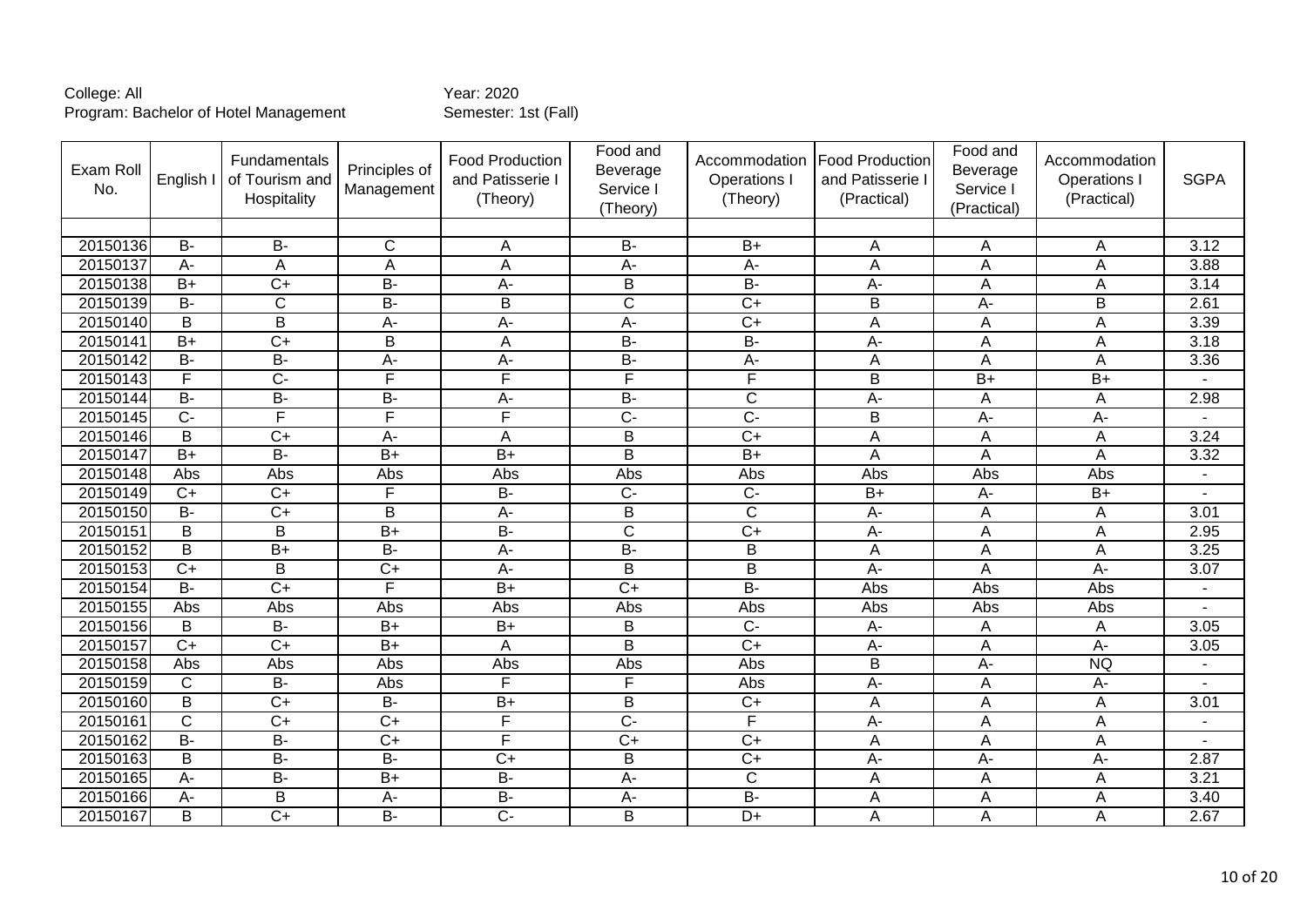College: All
Program: Bachelor of Hotel Management

Year: 2020
Semester: 1st (Fall)

| Exam Roll No. | English I | Fundamentals of Tourism and Hospitality | Principles of Management | Food Production and Patisserie I (Theory) | Food and Beverage Service I (Theory) | Accommodation Operations I (Theory) | Food Production and Patisserie I (Practical) | Food and Beverage Service I (Practical) | Accommodation Operations I (Practical) | SGPA |
|---|---|---|---|---|---|---|---|---|---|---|
| | | | | | | | | | | |
| 20150136 | B- | B- | C | A | B- | B+ | A | A | A | 3.12 |
| 20150137 | A- | A | A | A | A- | A- | A | A | A | 3.88 |
| 20150138 | B+ | C+ | B- | A- | B | B- | A- | A | A | 3.14 |
| 20150139 | B- | C | B- | B | C | C+ | B | A- | B | 2.61 |
| 20150140 | B | B | A- | A- | A- | C+ | A | A | A | 3.39 |
| 20150141 | B+ | C+ | B | A | B- | B- | A- | A | A | 3.18 |
| 20150142 | B- | B- | A- | A- | B- | A- | A | A | A | 3.36 |
| 20150143 | F | C- | F | F | F | F | B | B+ | B+ | - |
| 20150144 | B- | B- | B- | A- | B- | C | A- | A | A | 2.98 |
| 20150145 | C- | F | F | F | C- | C- | B | A- | A- | - |
| 20150146 | B | C+ | A- | A | B | C+ | A | A | A | 3.24 |
| 20150147 | B+ | B- | B+ | B+ | B | B+ | A | A | A | 3.32 |
| 20150148 | Abs | Abs | Abs | Abs | Abs | Abs | Abs | Abs | Abs | - |
| 20150149 | C+ | C+ | F | B- | C- | C- | B+ | A- | B+ | - |
| 20150150 | B- | C+ | B | A- | B | C | A- | A | A | 3.01 |
| 20150151 | B | B | B+ | B- | C | C+ | A- | A | A | 2.95 |
| 20150152 | B | B+ | B- | A- | B- | B | A | A | A | 3.25 |
| 20150153 | C+ | B | C+ | A- | B | B | A- | A | A- | 3.07 |
| 20150154 | B- | C+ | F | B+ | C+ | B- | Abs | Abs | Abs | - |
| 20150155 | Abs | Abs | Abs | Abs | Abs | Abs | Abs | Abs | Abs | - |
| 20150156 | B | B- | B+ | B+ | B | C- | A- | A | A | 3.05 |
| 20150157 | C+ | C+ | B+ | A | B | C+ | A- | A | A- | 3.05 |
| 20150158 | Abs | Abs | Abs | Abs | Abs | Abs | B | A- | NQ | - |
| 20150159 | C | B- | Abs | F | F | Abs | A- | A | A- | - |
| 20150160 | B | C+ | B- | B+ | B | C+ | A | A | A | 3.01 |
| 20150161 | C | C+ | C+ | F | C- | F | A- | A | A | - |
| 20150162 | B- | B- | C+ | F | C+ | C+ | A | A | A | - |
| 20150163 | B | B- | B- | C+ | B | C+ | A- | A- | A- | 2.87 |
| 20150165 | A- | B- | B+ | B- | A- | C | A | A | A | 3.21 |
| 20150166 | A- | B | A- | B- | A- | B- | A | A | A | 3.40 |
| 20150167 | B | C+ | B- | C- | B | D+ | A | A | A | 2.67 |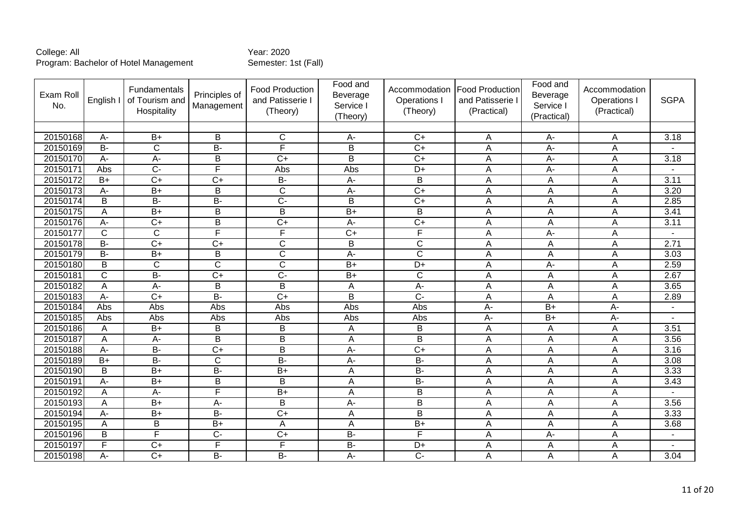College: All
Program: Bachelor of Hotel Management

Year: 2020
Semester: 1st (Fall)

| Exam Roll No. | English I | Fundamentals of Tourism and Hospitality | Principles of Management | Food Production and Patisserie I (Theory) | Food and Beverage Service I (Theory) | Accommodation Operations I (Theory) | Food Production and Patisserie I (Practical) | Food and Beverage Service I (Practical) | Accommodation Operations I (Practical) | SGPA |
|---|---|---|---|---|---|---|---|---|---|---|
| | | | | | | | | | | |
| 20150168 | A- | B+ | B | C | A- | C+ | A | A- | A | 3.18 |
| 20150169 | B- | C | B- | F | B | C+ | A | A- | A | - |
| 20150170 | A- | A- | B | C+ | B | C+ | A | A- | A | 3.18 |
| 20150171 | Abs | C- | F | Abs | Abs | D+ | A | A- | A | - |
| 20150172 | B+ | C+ | C+ | B- | A- | B | A | A | A | 3.11 |
| 20150173 | A- | B+ | B | C | A- | C+ | A | A | A | 3.20 |
| 20150174 | B | B- | B- | C- | B | C+ | A | A | A | 2.85 |
| 20150175 | A | B+ | B | B | B+ | B | A | A | A | 3.41 |
| 20150176 | A- | C+ | B | C+ | A- | C+ | A | A | A | 3.11 |
| 20150177 | C | C | F | F | C+ | F | A | A- | A | - |
| 20150178 | B- | C+ | C+ | C | B | C | A | A | A | 2.71 |
| 20150179 | B- | B+ | B | C | A- | C | A | A | A | 3.03 |
| 20150180 | B | C | C | C | B+ | D+ | A | A- | A | 2.59 |
| 20150181 | C | B- | C+ | C- | B+ | C | A | A | A | 2.67 |
| 20150182 | A | A- | B | B | A | A- | A | A | A | 3.65 |
| 20150183 | A- | C+ | B- | C+ | B | C- | A | A | A | 2.89 |
| 20150184 | Abs | Abs | Abs | Abs | Abs | Abs | A- | B+ | A- | - |
| 20150185 | Abs | Abs | Abs | Abs | Abs | Abs | A- | B+ | A- | - |
| 20150186 | A | B+ | B | B | A | B | A | A | A | 3.51 |
| 20150187 | A | A- | B | B | A | B | A | A | A | 3.56 |
| 20150188 | A- | B- | C+ | B | A- | C+ | A | A | A | 3.16 |
| 20150189 | B+ | B- | C | B- | A- | B- | A | A | A | 3.08 |
| 20150190 | B | B+ | B- | B+ | A | B- | A | A | A | 3.33 |
| 20150191 | A- | B+ | B | B | A | B- | A | A | A | 3.43 |
| 20150192 | A | A- | F | B+ | A | B | A | A | A | - |
| 20150193 | A | B+ | A- | B | A- | B | A | A | A | 3.56 |
| 20150194 | A- | B+ | B- | C+ | A | B | A | A | A | 3.33 |
| 20150195 | A | B | B+ | A | A | B+ | A | A | A | 3.68 |
| 20150196 | B | F | C- | C+ | B- | F | A | A- | A | - |
| 20150197 | F | C+ | F | F | B- | D+ | A | A | A | - |
| 20150198 | A- | C+ | B- | B- | A- | C- | A | A | A | 3.04 |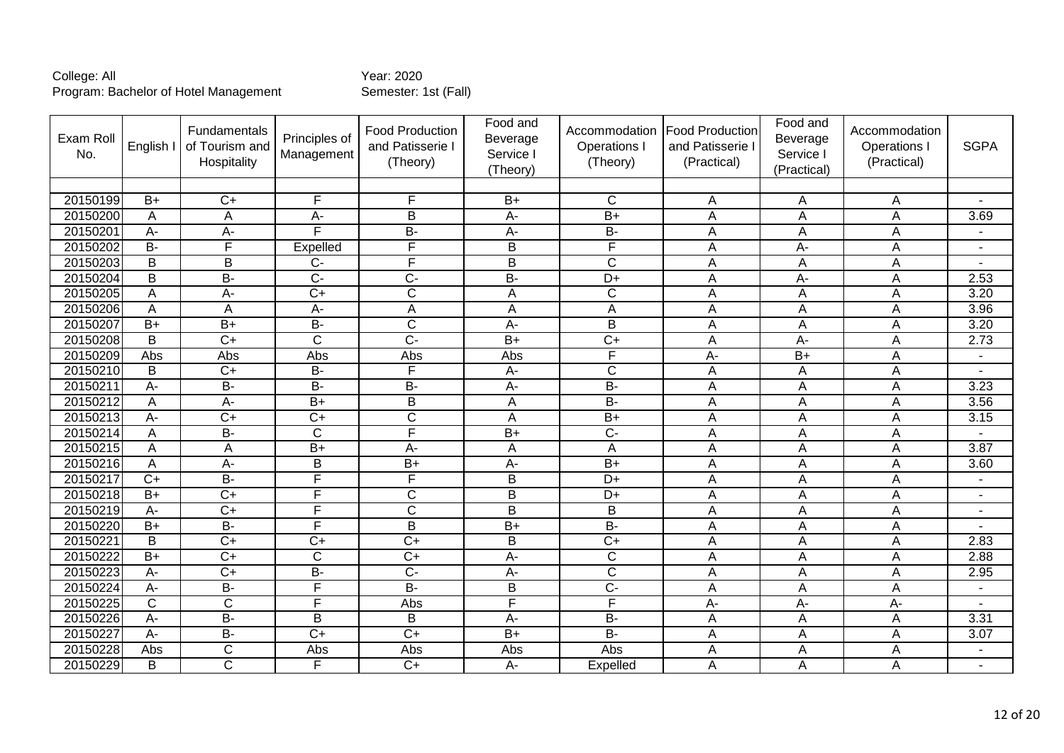College: All
Program: Bachelor of Hotel Management

Year: 2020
Semester: 1st (Fall)

| Exam Roll No. | English I | Fundamentals of Tourism and Hospitality | Principles of Management | Food Production and Patisserie I (Theory) | Food and Beverage Service I (Theory) | Accommodation Operations I (Theory) | Food Production and Patisserie I (Practical) | Food and Beverage Service I (Practical) | Accommodation Operations I (Practical) | SGPA |
|---|---|---|---|---|---|---|---|---|---|---|
| | | | | | | | | | | |
| 20150199 | B+ | C+ | F | F | B+ | C | A | A | A | - |
| 20150200 | A | A | A- | B | A- | B+ | A | A | A | 3.69 |
| 20150201 | A- | A- | F | B- | A- | B- | A | A | A | - |
| 20150202 | B- | F | Expelled | F | B | F | A | A- | A | - |
| 20150203 | B | B | C- | F | B | C | A | A | A | - |
| 20150204 | B | B- | C- | C- | B- | D+ | A | A- | A | 2.53 |
| 20150205 | A | A- | C+ | C | A | C | A | A | A | 3.20 |
| 20150206 | A | A | A- | A | A | A | A | A | A | 3.96 |
| 20150207 | B+ | B+ | B- | C | A- | B | A | A | A | 3.20 |
| 20150208 | B | C+ | C | C- | B+ | C+ | A | A- | A | 2.73 |
| 20150209 | Abs | Abs | Abs | Abs | Abs | F | A- | B+ | A | - |
| 20150210 | B | C+ | B- | F | A- | C | A | A | A | - |
| 20150211 | A- | B- | B- | B- | A- | B- | A | A | A | 3.23 |
| 20150212 | A | A- | B+ | B | A | B- | A | A | A | 3.56 |
| 20150213 | A- | C+ | C+ | C | A | B+ | A | A | A | 3.15 |
| 20150214 | A | B- | C | F | B+ | C- | A | A | A | - |
| 20150215 | A | A | B+ | A- | A | A | A | A | A | 3.87 |
| 20150216 | A | A- | B | B+ | A- | B+ | A | A | A | 3.60 |
| 20150217 | C+ | B- | F | F | B | D+ | A | A | A | - |
| 20150218 | B+ | C+ | F | C | B | D+ | A | A | A | - |
| 20150219 | A- | C+ | F | C | B | B | A | A | A | - |
| 20150220 | B+ | B- | F | B | B+ | B- | A | A | A | - |
| 20150221 | B | C+ | C+ | C+ | B | C+ | A | A | A | 2.83 |
| 20150222 | B+ | C+ | C | C+ | A- | C | A | A | A | 2.88 |
| 20150223 | A- | C+ | B- | C- | A- | C | A | A | A | 2.95 |
| 20150224 | A- | B- | F | B- | B | C- | A | A | A | - |
| 20150225 | C | C | F | Abs | F | F | A- | A- | A- | - |
| 20150226 | A- | B- | B | B | A- | B- | A | A | A | 3.31 |
| 20150227 | A- | B- | C+ | C+ | B+ | B- | A | A | A | 3.07 |
| 20150228 | Abs | C | Abs | Abs | Abs | Abs | A | A | A | - |
| 20150229 | B | C | F | C+ | A- | Expelled | A | A | A | - |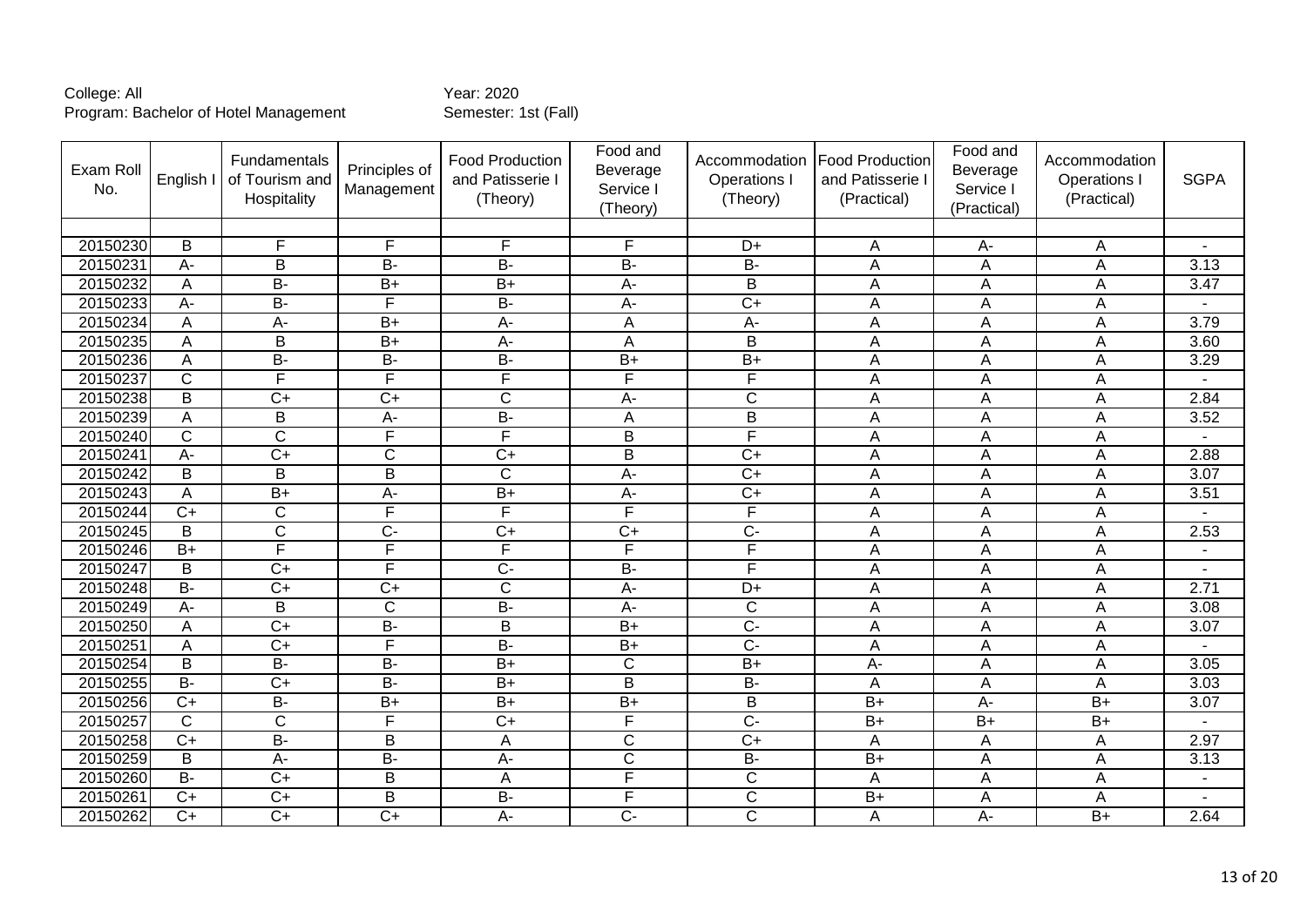College: All
Program: Bachelor of Hotel Management

Year: 2020
Semester: 1st (Fall)

| Exam Roll No. | English I | Fundamentals of Tourism and Hospitality | Principles of Management | Food Production and Patisserie I (Theory) | Food and Beverage Service I (Theory) | Accommodation Operations I (Theory) | Food Production and Patisserie I (Practical) | Food and Beverage Service I (Practical) | Accommodation Operations I (Practical) | SGPA |
|---|---|---|---|---|---|---|---|---|---|---|
| | | | | | | | | | | |
| 20150230 | B | F | F | F | F | D+ | A | A- | A | - |
| 20150231 | A- | B | B- | B- | B- | B- | A | A | A | 3.13 |
| 20150232 | A | B- | B+ | B+ | A- | B | A | A | A | 3.47 |
| 20150233 | A- | B- | F | B- | A- | C+ | A | A | A | - |
| 20150234 | A | A- | B+ | A- | A | A- | A | A | A | 3.79 |
| 20150235 | A | B | B+ | A- | A | B | A | A | A | 3.60 |
| 20150236 | A | B- | B- | B- | B+ | B+ | A | A | A | 3.29 |
| 20150237 | C | F | F | F | F | F | A | A | A | - |
| 20150238 | B | C+ | C+ | C | A- | C | A | A | A | 2.84 |
| 20150239 | A | B | A- | B- | A | B | A | A | A | 3.52 |
| 20150240 | C | C | F | F | B | F | A | A | A | - |
| 20150241 | A- | C+ | C | C+ | B | C+ | A | A | A | 2.88 |
| 20150242 | B | B | B | C | A- | C+ | A | A | A | 3.07 |
| 20150243 | A | B+ | A- | B+ | A- | C+ | A | A | A | 3.51 |
| 20150244 | C+ | C | F | F | F | F | A | A | A | - |
| 20150245 | B | C | C- | C+ | C+ | C- | A | A | A | 2.53 |
| 20150246 | B+ | F | F | F | F | F | A | A | A | - |
| 20150247 | B | C+ | F | C- | B- | F | A | A | A | - |
| 20150248 | B- | C+ | C+ | C | A- | D+ | A | A | A | 2.71 |
| 20150249 | A- | B | C | B- | A- | C | A | A | A | 3.08 |
| 20150250 | A | C+ | B- | B | B+ | C- | A | A | A | 3.07 |
| 20150251 | A | C+ | F | B- | B+ | C- | A | A | A | - |
| 20150254 | B | B- | B- | B+ | C | B+ | A- | A | A | 3.05 |
| 20150255 | B- | C+ | B- | B+ | B | B- | A | A | A | 3.03 |
| 20150256 | C+ | B- | B+ | B+ | B+ | B | B+ | A- | B+ | 3.07 |
| 20150257 | C | C | F | C+ | F | C- | B+ | B+ | B+ | - |
| 20150258 | C+ | B- | B | A | C | C+ | A | A | A | 2.97 |
| 20150259 | B | A- | B- | A- | C | B- | B+ | A | A | 3.13 |
| 20150260 | B- | C+ | B | A | F | C | A | A | A | - |
| 20150261 | C+ | C+ | B | B- | F | C | B+ | A | A | - |
| 20150262 | C+ | C+ | C+ | A- | C- | C | A | A- | B+ | 2.64 |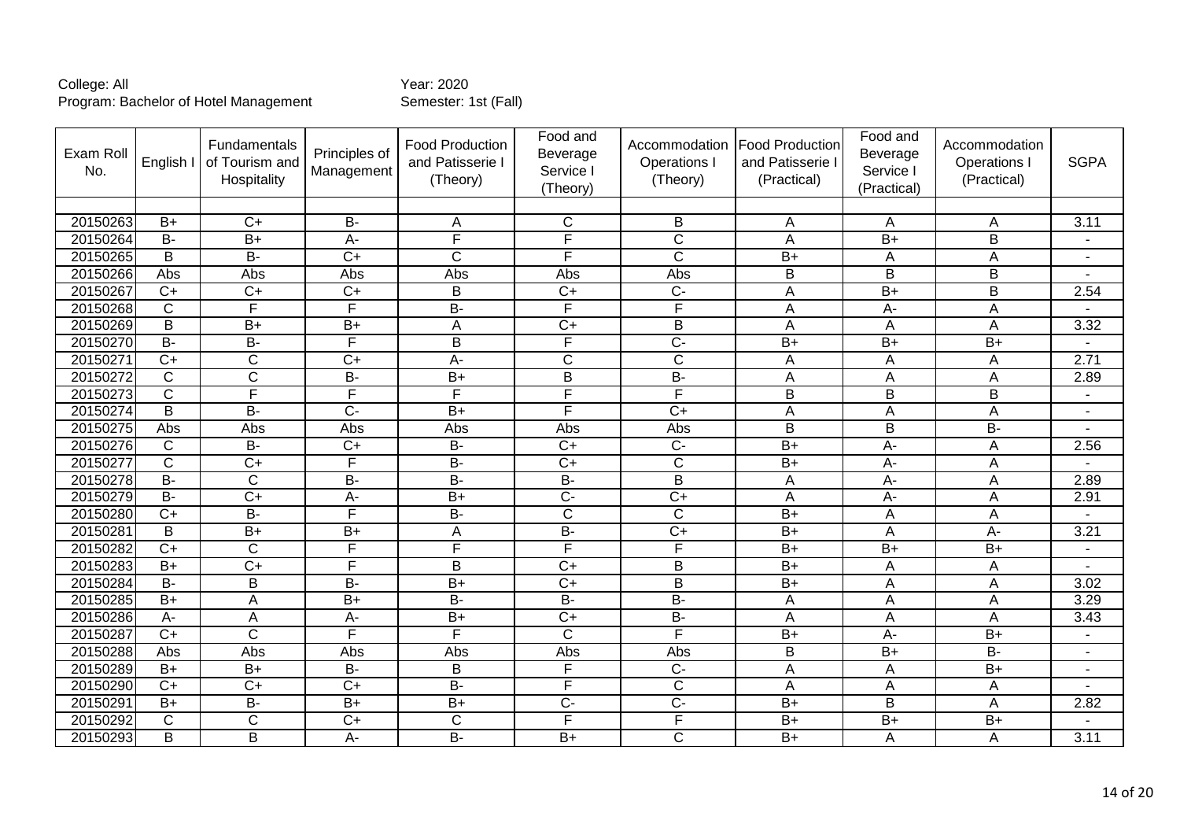College: All
Program: Bachelor of Hotel Management

Year: 2020
Semester: 1st (Fall)

| Exam Roll No. | English I | Fundamentals of Tourism and Hospitality | Principles of Management | Food Production and Patisserie I (Theory) | Food and Beverage Service I (Theory) | Accommodation Operations I (Theory) | Food Production and Patisserie I (Practical) | Food and Beverage Service I (Practical) | Accommodation Operations I (Practical) | SGPA |
|---|---|---|---|---|---|---|---|---|---|---|
| | | | | | | | | | | |
| 20150263 | B+ | C+ | B- | A | C | B | A | A | A | 3.11 |
| 20150264 | B- | B+ | A- | F | F | C | A | B+ | B | - |
| 20150265 | B | B- | C+ | C | F | C | B+ | A | A | - |
| 20150266 | Abs | Abs | Abs | Abs | Abs | Abs | B | B | B | - |
| 20150267 | C+ | C+ | C+ | B | C+ | C- | A | B+ | B | 2.54 |
| 20150268 | C | F | F | B- | F | F | A | A- | A | - |
| 20150269 | B | B+ | B+ | A | C+ | B | A | A | A | 3.32 |
| 20150270 | B- | B- | F | B | F | C- | B+ | B+ | B+ | - |
| 20150271 | C+ | C | C+ | A- | C | C | A | A | A | 2.71 |
| 20150272 | C | C | B- | B+ | B | B- | A | A | A | 2.89 |
| 20150273 | C | F | F | F | F | F | B | B | B | - |
| 20150274 | B | B- | C- | B+ | F | C+ | A | A | A | - |
| 20150275 | Abs | Abs | Abs | Abs | Abs | Abs | B | B | B- | - |
| 20150276 | C | B- | C+ | B- | C+ | C- | B+ | A- | A | 2.56 |
| 20150277 | C | C+ | F | B- | C+ | C | B+ | A- | A | - |
| 20150278 | B- | C | B- | B- | B- | B | A | A- | A | 2.89 |
| 20150279 | B- | C+ | A- | B+ | C- | C+ | A | A- | A | 2.91 |
| 20150280 | C+ | B- | F | B- | C | C | B+ | A | A | - |
| 20150281 | B | B+ | B+ | A | B- | C+ | B+ | A | A- | 3.21 |
| 20150282 | C+ | C | F | F | F | F | B+ | B+ | B+ | - |
| 20150283 | B+ | C+ | F | B | C+ | B | B+ | A | A | - |
| 20150284 | B- | B | B- | B+ | C+ | B | B+ | A | A | 3.02 |
| 20150285 | B+ | A | B+ | B- | B- | B- | A | A | A | 3.29 |
| 20150286 | A- | A | A- | B+ | C+ | B- | A | A | A | 3.43 |
| 20150287 | C+ | C | F | F | C | F | B+ | A- | B+ | - |
| 20150288 | Abs | Abs | Abs | Abs | Abs | Abs | B | B+ | B- | - |
| 20150289 | B+ | B+ | B- | B | F | C- | A | A | B+ | - |
| 20150290 | C+ | C+ | C+ | B- | F | C | A | A | A | - |
| 20150291 | B+ | B- | B+ | B+ | C- | C- | B+ | B | A | 2.82 |
| 20150292 | C | C | C+ | C | F | F | B+ | B+ | B+ | - |
| 20150293 | B | B | A- | B- | B+ | C | B+ | A | A | 3.11 |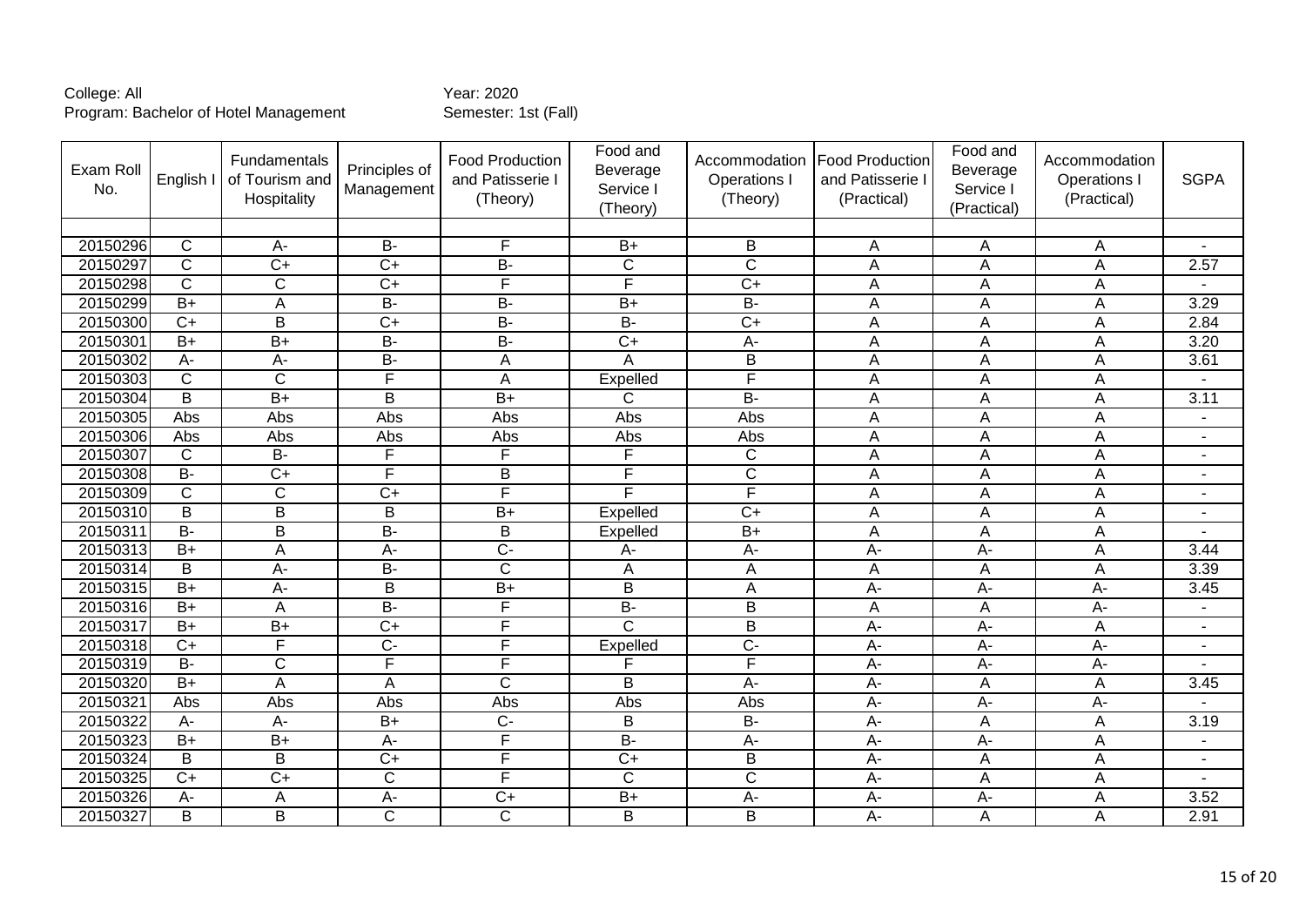College: All
Program: Bachelor of Hotel Management

Year: 2020
Semester: 1st (Fall)

| Exam Roll No. | English I | Fundamentals of Tourism and Hospitality | Principles of Management | Food Production and Patisserie I (Theory) | Food and Beverage Service I (Theory) | Accommodation Operations I (Theory) | Food Production and Patisserie I (Practical) | Food and Beverage Service I (Practical) | Accommodation Operations I (Practical) | SGPA |
|---|---|---|---|---|---|---|---|---|---|---|
| | | | | | | | | | | |
| 20150296 | C | A- | B- | F | B+ | B | A | A | A | - |
| 20150297 | C | C+ | C+ | B- | C | C | A | A | A | 2.57 |
| 20150298 | C | C | C+ | F | F | C+ | A | A | A | - |
| 20150299 | B+ | A | B- | B- | B+ | B- | A | A | A | 3.29 |
| 20150300 | C+ | B | C+ | B- | B- | C+ | A | A | A | 2.84 |
| 20150301 | B+ | B+ | B- | B- | C+ | A- | A | A | A | 3.20 |
| 20150302 | A- | A- | B- | A | A | B | A | A | A | 3.61 |
| 20150303 | C | C | F | A | Expelled | F | A | A | A | - |
| 20150304 | B | B+ | B | B+ | C | B- | A | A | A | 3.11 |
| 20150305 | Abs | Abs | Abs | Abs | Abs | Abs | A | A | A | - |
| 20150306 | Abs | Abs | Abs | Abs | Abs | Abs | A | A | A | - |
| 20150307 | C | B- | F | F | F | C | A | A | A | - |
| 20150308 | B- | C+ | F | B | F | C | A | A | A | - |
| 20150309 | C | C | C+ | F | F | F | A | A | A | - |
| 20150310 | B | B | B | B+ | Expelled | C+ | A | A | A | - |
| 20150311 | B- | B | B- | B | Expelled | B+ | A | A | A | - |
| 20150313 | B+ | A | A- | C- | A- | A- | A- | A- | A | 3.44 |
| 20150314 | B | A- | B- | C | A | A | A | A | A | 3.39 |
| 20150315 | B+ | A- | B | B+ | B | A | A- | A- | A- | 3.45 |
| 20150316 | B+ | A | B- | F | B- | B | A | A | A- | - |
| 20150317 | B+ | B+ | C+ | F | C | B | A- | A- | A | - |
| 20150318 | C+ | F | C- | F | Expelled | C- | A- | A- | A- | - |
| 20150319 | B- | C | F | F | F | F | A- | A- | A- | - |
| 20150320 | B+ | A | A | C | B | A- | A- | A | A | 3.45 |
| 20150321 | Abs | Abs | Abs | Abs | Abs | Abs | A- | A- | A- | - |
| 20150322 | A- | A- | B+ | C- | B | B- | A- | A | A | 3.19 |
| 20150323 | B+ | B+ | A- | F | B- | A- | A- | A- | A | - |
| 20150324 | B | B | C+ | F | C+ | B | A- | A | A | - |
| 20150325 | C+ | C+ | C | F | C | C | A- | A | A | - |
| 20150326 | A- | A | A- | C+ | B+ | A- | A- | A- | A | 3.52 |
| 20150327 | B | B | C | C | B | B | A- | A | A | 2.91 |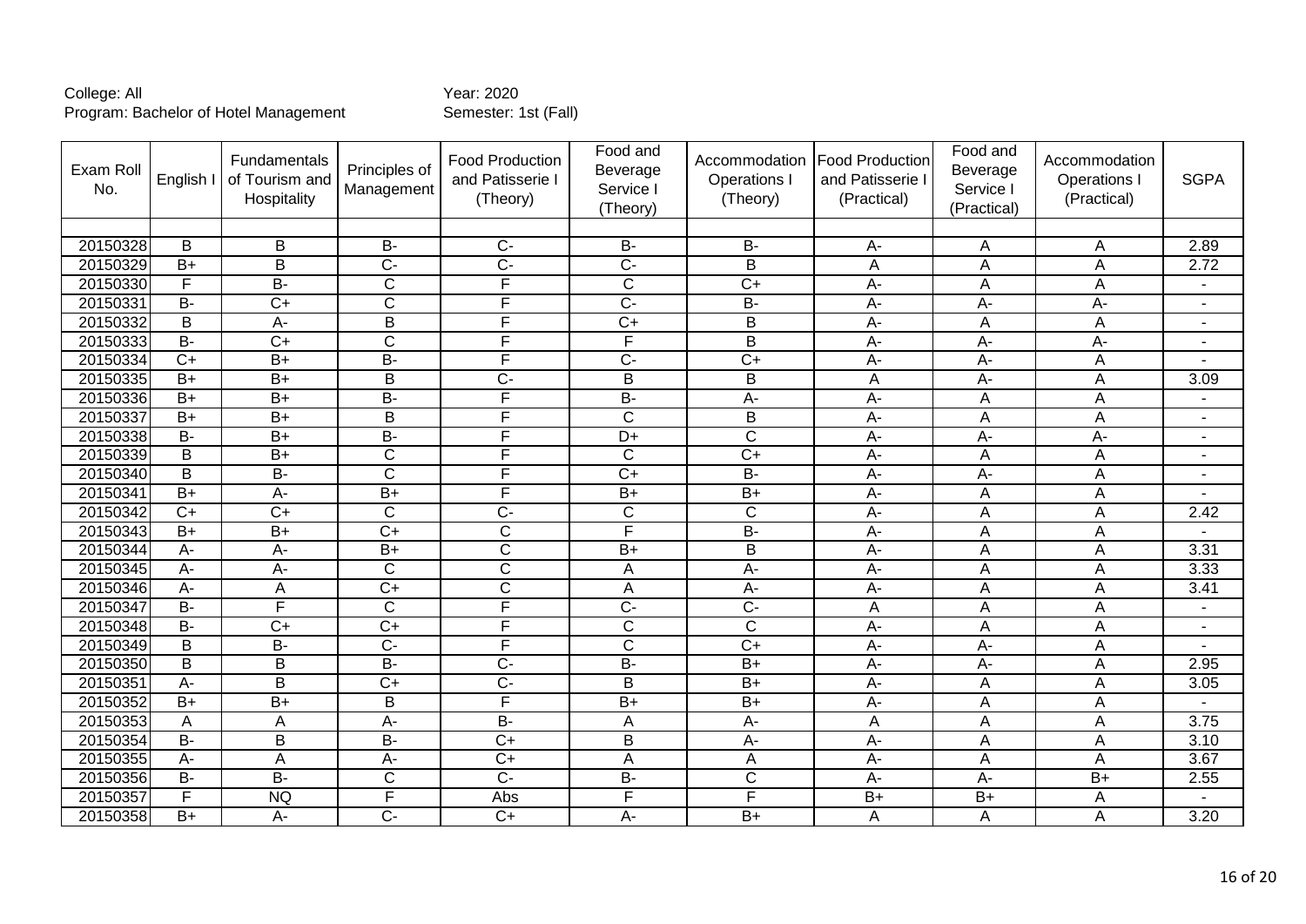College: All
Program: Bachelor of Hotel Management

Year: 2020
Semester: 1st (Fall)

| Exam Roll No. | English I | Fundamentals of Tourism and Hospitality | Principles of Management | Food Production and Patisserie I (Theory) | Food and Beverage Service I (Theory) | Accommodation Operations I (Theory) | Food Production and Patisserie I (Practical) | Food and Beverage Service I (Practical) | Accommodation Operations I (Practical) | SGPA |
|---|---|---|---|---|---|---|---|---|---|---|
| | | | | | | | | | | |
| 20150328 | B | B | B- | C- | B- | B- | A- | A | A | 2.89 |
| 20150329 | B+ | B | C- | C- | C- | B | A | A | A | 2.72 |
| 20150330 | F | B- | C | F | C | C+ | A- | A | A | - |
| 20150331 | B- | C+ | C | F | C- | B- | A- | A- | A- | - |
| 20150332 | B | A- | B | F | C+ | B | A- | A | A | - |
| 20150333 | B- | C+ | C | F | F | B | A- | A- | A- | - |
| 20150334 | C+ | B+ | B- | F | C- | C+ | A- | A- | A | - |
| 20150335 | B+ | B+ | B | C- | B | B | A | A- | A | 3.09 |
| 20150336 | B+ | B+ | B- | F | B- | A- | A- | A | A | - |
| 20150337 | B+ | B+ | B | F | C | B | A- | A | A | - |
| 20150338 | B- | B+ | B- | F | D+ | C | A- | A- | A- | - |
| 20150339 | B | B+ | C | F | C | C+ | A- | A | A | - |
| 20150340 | B | B- | C | F | C+ | B- | A- | A- | A | - |
| 20150341 | B+ | A- | B+ | F | B+ | B+ | A- | A | A | - |
| 20150342 | C+ | C+ | C | C- | C | C | A- | A | A | 2.42 |
| 20150343 | B+ | B+ | C+ | C | F | B- | A- | A | A | - |
| 20150344 | A- | A- | B+ | C | B+ | B | A- | A | A | 3.31 |
| 20150345 | A- | A- | C | C | A | A- | A- | A | A | 3.33 |
| 20150346 | A- | A | C+ | C | A | A- | A- | A | A | 3.41 |
| 20150347 | B- | F | C | F | C- | C- | A | A | A | - |
| 20150348 | B- | C+ | C+ | F | C | C | A- | A | A | - |
| 20150349 | B | B- | C- | F | C | C+ | A- | A- | A | - |
| 20150350 | B | B | B- | C- | B- | B+ | A- | A- | A | 2.95 |
| 20150351 | A- | B | C+ | C- | B | B+ | A- | A | A | 3.05 |
| 20150352 | B+ | B+ | B | F | B+ | B+ | A- | A | A | - |
| 20150353 | A | A | A- | B- | A | A- | A | A | A | 3.75 |
| 20150354 | B- | B | B- | C+ | B | A- | A- | A | A | 3.10 |
| 20150355 | A- | A | A- | C+ | A | A | A- | A | A | 3.67 |
| 20150356 | B- | B- | C | C- | B- | C | A- | A- | B+ | 2.55 |
| 20150357 | F | NQ | F | Abs | F | F | B+ | B+ | A | - |
| 20150358 | B+ | A- | C- | C+ | A- | B+ | A | A | A | 3.20 |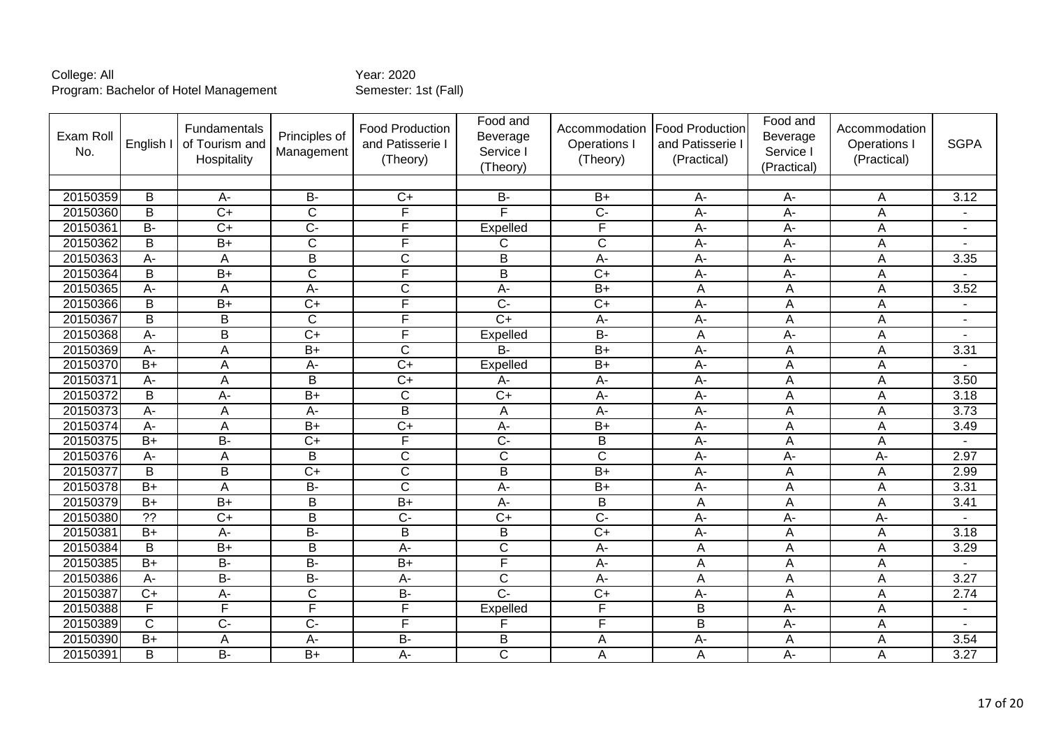College: All
Program: Bachelor of Hotel Management

Year: 2020
Semester: 1st (Fall)

| Exam Roll No. | English I | Fundamentals of Tourism and Hospitality | Principles of Management | Food Production and Patisserie I (Theory) | Food and Beverage Service I (Theory) | Accommodation Operations I (Theory) | Food Production and Patisserie I (Practical) | Food and Beverage Service I (Practical) | Accommodation Operations I (Practical) | SGPA |
|---|---|---|---|---|---|---|---|---|---|---|
| | | | | | | | | | | |
| 20150359 | B | A- | B- | C+ | B- | B+ | A- | A- | A | 3.12 |
| 20150360 | B | C+ | C | F | F | C- | A- | A- | A | - |
| 20150361 | B- | C+ | C- | F | Expelled | F | A- | A- | A | - |
| 20150362 | B | B+ | C | F | C | C | A- | A- | A | - |
| 20150363 | A- | A | B | C | B | A- | A- | A- | A | 3.35 |
| 20150364 | B | B+ | C | F | B | C+ | A- | A- | A | - |
| 20150365 | A- | A | A- | C | A- | B+ | A | A | A | 3.52 |
| 20150366 | B | B+ | C+ | F | C- | C+ | A- | A | A | - |
| 20150367 | B | B | C | F | C+ | A- | A- | A | A | - |
| 20150368 | A- | B | C+ | F | Expelled | B- | A | A- | A | - |
| 20150369 | A- | A | B+ | C | B- | B+ | A- | A | A | 3.31 |
| 20150370 | B+ | A | A- | C+ | Expelled | B+ | A- | A | A | - |
| 20150371 | A- | A | B | C+ | A- | A- | A- | A | A | 3.50 |
| 20150372 | B | A- | B+ | C | C+ | A- | A- | A | A | 3.18 |
| 20150373 | A- | A | A- | B | A | A- | A- | A | A | 3.73 |
| 20150374 | A- | A | B+ | C+ | A- | B+ | A- | A | A | 3.49 |
| 20150375 | B+ | B- | C+ | F | C- | B | A- | A | A | - |
| 20150376 | A- | A | B | C | C | C | A- | A- | A- | 2.97 |
| 20150377 | B | B | C+ | C | B | B+ | A- | A | A | 2.99 |
| 20150378 | B+ | A | B- | C | A- | B+ | A- | A | A | 3.31 |
| 20150379 | B+ | B+ | B | B+ | A- | B | A | A | A | 3.41 |
| 20150380 | ?? | C+ | B | C- | C+ | C- | A- | A- | A- | - |
| 20150381 | B+ | A- | B- | B | B | C+ | A- | A | A | 3.18 |
| 20150384 | B | B+ | B | A- | C | A- | A | A | A | 3.29 |
| 20150385 | B+ | B- | B- | B+ | F | A- | A | A | A | - |
| 20150386 | A- | B- | B- | A- | C | A- | A | A | A | 3.27 |
| 20150387 | C+ | A- | C | B- | C- | C+ | A- | A | A | 2.74 |
| 20150388 | F | F | F | F | Expelled | F | B | A- | A | - |
| 20150389 | C | C- | C- | F | F | F | B | A- | A | - |
| 20150390 | B+ | A | A- | B- | B | A | A- | A | A | 3.54 |
| 20150391 | B | B- | B+ | A- | C | A | A | A- | A | 3.27 |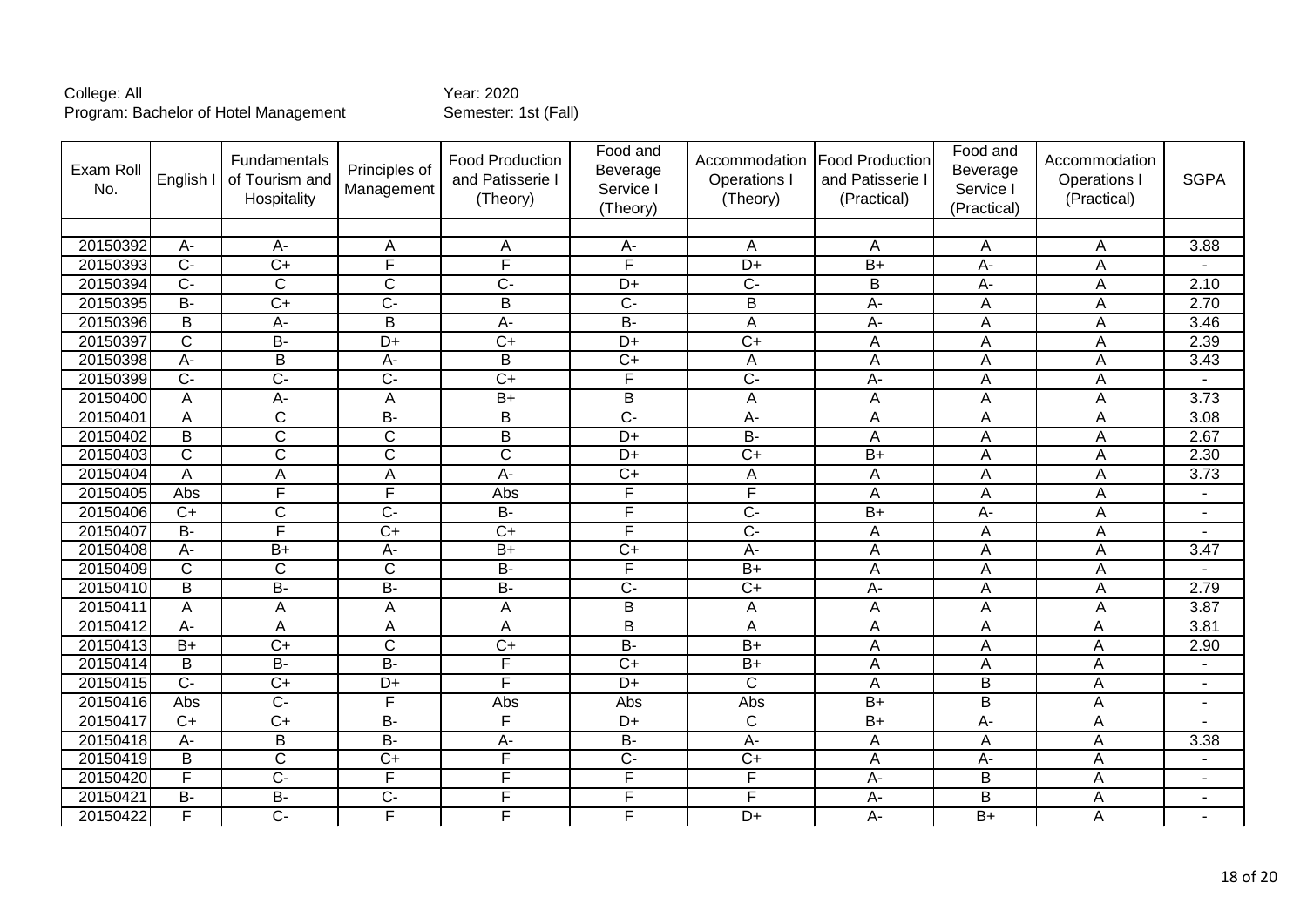College: All
Program: Bachelor of Hotel Management

Year: 2020
Semester: 1st (Fall)

| Exam Roll No. | English I | Fundamentals of Tourism and Hospitality | Principles of Management | Food Production and Patisserie I (Theory) | Food and Beverage Service I (Theory) | Accommodation Operations I (Theory) | Food Production and Patisserie I (Practical) | Food and Beverage Service I (Practical) | Accommodation Operations I (Practical) | SGPA |
|---|---|---|---|---|---|---|---|---|---|---|
| | | | | | | | | | | |
| 20150392 | A- | A- | A | A | A- | A | A | A | A | 3.88 |
| 20150393 | C- | C+ | F | F | F | D+ | B+ | A- | A | - |
| 20150394 | C- | C | C | C- | D+ | C- | B | A- | A | 2.10 |
| 20150395 | B- | C+ | C- | B | C- | B | A- | A | A | 2.70 |
| 20150396 | B | A- | B | A- | B- | A | A- | A | A | 3.46 |
| 20150397 | C | B- | D+ | C+ | D+ | C+ | A | A | A | 2.39 |
| 20150398 | A- | B | A- | B | C+ | A | A | A | A | 3.43 |
| 20150399 | C- | C- | C- | C+ | F | C- | A- | A | A | - |
| 20150400 | A | A- | A | B+ | B | A | A | A | A | 3.73 |
| 20150401 | A | C | B- | B | C- | A- | A | A | A | 3.08 |
| 20150402 | B | C | C | B | D+ | B- | A | A | A | 2.67 |
| 20150403 | C | C | C | C | D+ | C+ | B+ | A | A | 2.30 |
| 20150404 | A | A | A | A- | C+ | A | A | A | A | 3.73 |
| 20150405 | Abs | F | F | Abs | F | F | A | A | A | - |
| 20150406 | C+ | C | C- | B- | F | C- | B+ | A- | A | - |
| 20150407 | B- | F | C+ | C+ | F | C- | A | A | A | - |
| 20150408 | A- | B+ | A- | B+ | C+ | A- | A | A | A | 3.47 |
| 20150409 | C | C | C | B- | F | B+ | A | A | A | - |
| 20150410 | B | B- | B- | B- | C- | C+ | A- | A | A | 2.79 |
| 20150411 | A | A | A | A | B | A | A | A | A | 3.87 |
| 20150412 | A- | A | A | A | B | A | A | A | A | 3.81 |
| 20150413 | B+ | C+ | C | C+ | B- | B+ | A | A | A | 2.90 |
| 20150414 | B | B- | B- | F | C+ | B+ | A | A | A | - |
| 20150415 | C- | C+ | D+ | F | D+ | C | A | B | A | - |
| 20150416 | Abs | C- | F | Abs | Abs | Abs | B+ | B | A | - |
| 20150417 | C+ | C+ | B- | F | D+ | C | B+ | A- | A | - |
| 20150418 | A- | B | B- | A- | B- | A- | A | A | A | 3.38 |
| 20150419 | B | C | C+ | F | C- | C+ | A | A- | A | - |
| 20150420 | F | C- | F | F | F | F | A- | B | A | - |
| 20150421 | B- | B- | C- | F | F | F | A- | B | A | - |
| 20150422 | F | C- | F | F | F | D+ | A- | B+ | A | - |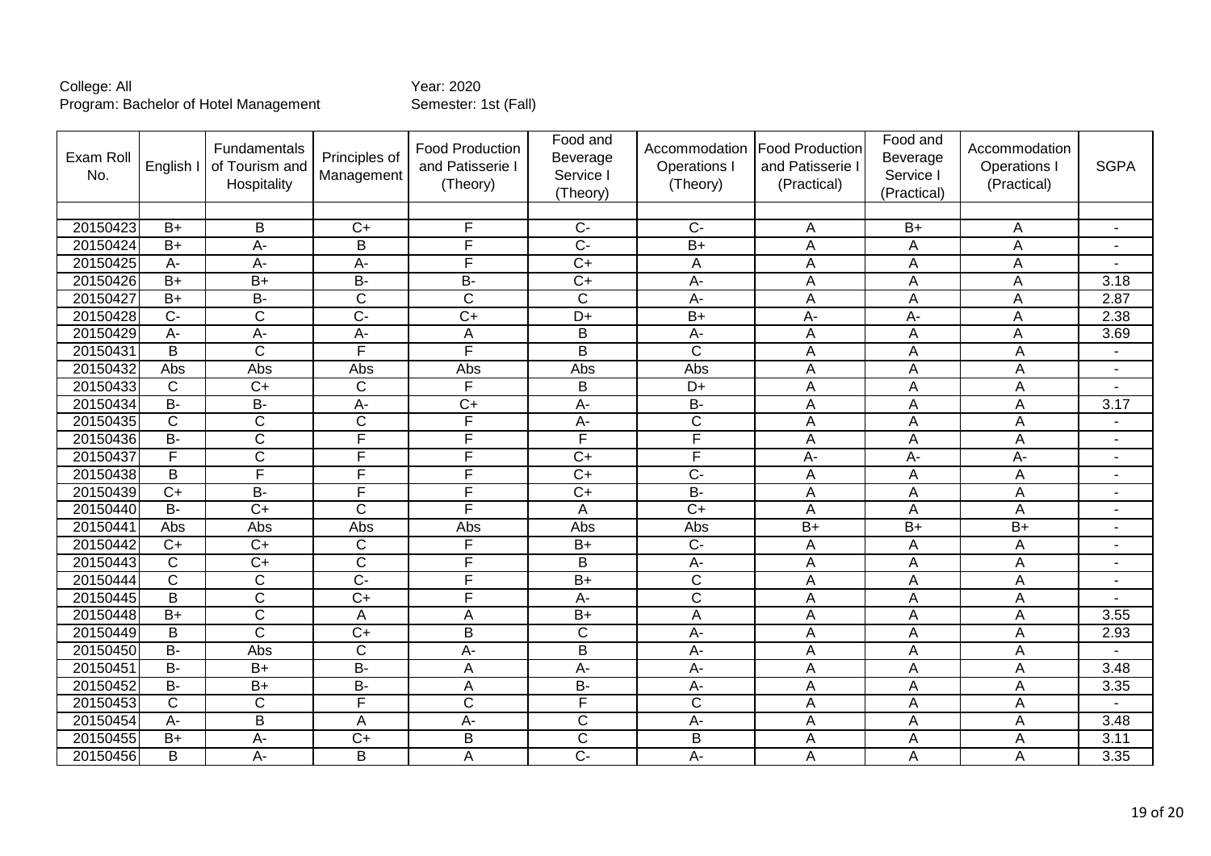College: All
Program: Bachelor of Hotel Management

Year: 2020
Semester: 1st (Fall)

| Exam Roll No. | English I | Fundamentals of Tourism and Hospitality | Principles of Management | Food Production and Patisserie I (Theory) | Food and Beverage Service I (Theory) | Accommodation Operations I (Theory) | Food Production and Patisserie I (Practical) | Food and Beverage Service I (Practical) | Accommodation Operations I (Practical) | SGPA |
|---|---|---|---|---|---|---|---|---|---|---|
| | | | | | | | | | | |
| 20150423 | B+ | B | C+ | F | C- | C- | A | B+ | A | - |
| 20150424 | B+ | A- | B | F | C- | B+ | A | A | A | - |
| 20150425 | A- | A- | A- | F | C+ | A | A | A | A | - |
| 20150426 | B+ | B+ | B- | B- | C+ | A- | A | A | A | 3.18 |
| 20150427 | B+ | B- | C | C | C | A- | A | A | A | 2.87 |
| 20150428 | C- | C | C- | C+ | D+ | B+ | A- | A- | A | 2.38 |
| 20150429 | A- | A- | A- | A | B | A- | A | A | A | 3.69 |
| 20150431 | B | C | F | F | B | C | A | A | A | - |
| 20150432 | Abs | Abs | Abs | Abs | Abs | Abs | A | A | A | - |
| 20150433 | C | C+ | C | F | B | D+ | A | A | A | - |
| 20150434 | B- | B- | A- | C+ | A- | B- | A | A | A | 3.17 |
| 20150435 | C | C | C | F | A- | C | A | A | A | - |
| 20150436 | B- | C | F | F | F | F | A | A | A | - |
| 20150437 | F | C | F | F | C+ | F | A- | A- | A- | - |
| 20150438 | B | F | F | F | C+ | C- | A | A | A | - |
| 20150439 | C+ | B- | F | F | C+ | B- | A | A | A | - |
| 20150440 | B- | C+ | C | F | A | C+ | A | A | A | - |
| 20150441 | Abs | Abs | Abs | Abs | Abs | Abs | B+ | B+ | B+ | - |
| 20150442 | C+ | C+ | C | F | B+ | C- | A | A | A | - |
| 20150443 | C | C+ | C | F | B | A- | A | A | A | - |
| 20150444 | C | C | C- | F | B+ | C | A | A | A | - |
| 20150445 | B | C | C+ | F | A- | C | A | A | A | - |
| 20150448 | B+ | C | A | A | B+ | A | A | A | A | 3.55 |
| 20150449 | B | C | C+ | B | C | A- | A | A | A | 2.93 |
| 20150450 | B- | Abs | C | A- | B | A- | A | A | A | - |
| 20150451 | B- | B+ | B- | A | A- | A- | A | A | A | 3.48 |
| 20150452 | B- | B+ | B- | A | B- | A- | A | A | A | 3.35 |
| 20150453 | C | C | F | C | F | C | A | A | A | - |
| 20150454 | A- | B | A | A- | C | A- | A | A | A | 3.48 |
| 20150455 | B+ | A- | C+ | B | C | B | A | A | A | 3.11 |
| 20150456 | B | A- | B | A | C- | A- | A | A | A | 3.35 |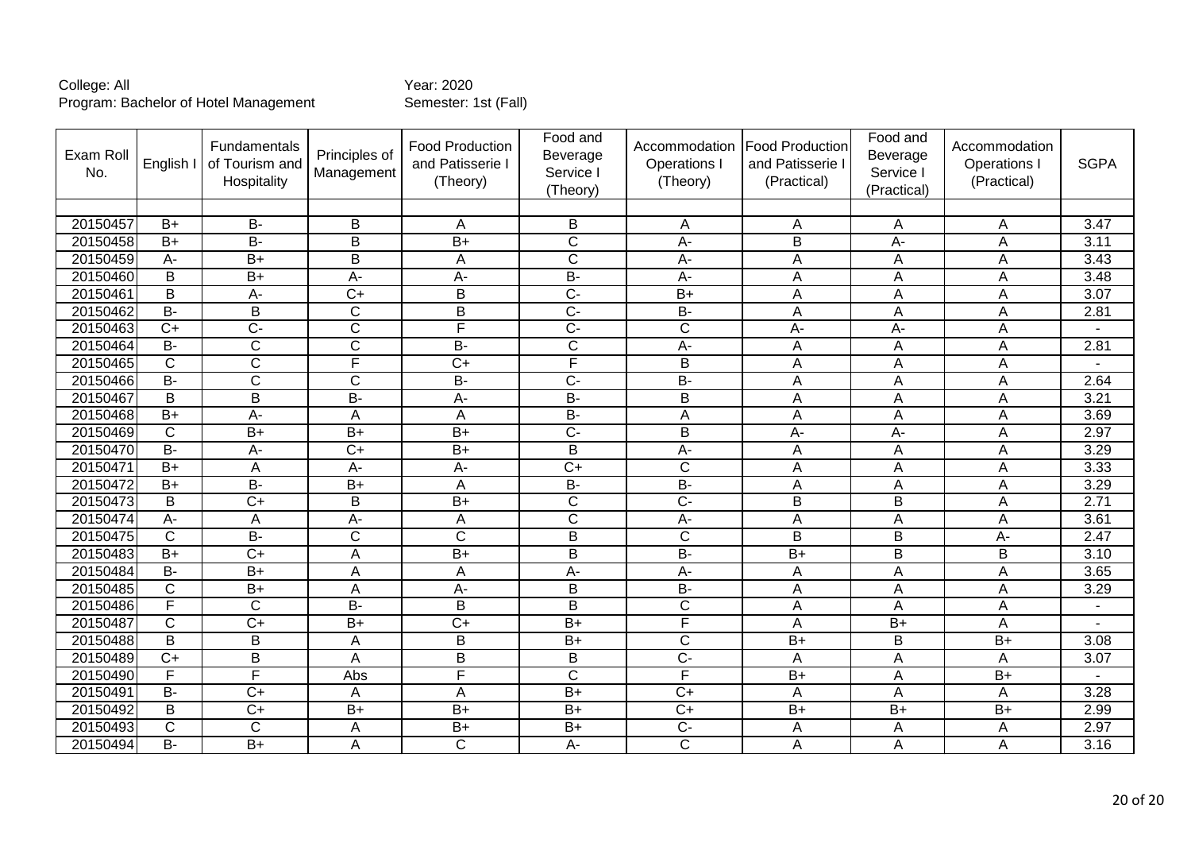College: All
Program: Bachelor of Hotel Management

Year: 2020
Semester: 1st (Fall)

| Exam Roll No. | English I | Fundamentals of Tourism and Hospitality | Principles of Management | Food Production and Patisserie I (Theory) | Food and Beverage Service I (Theory) | Accommodation Operations I (Theory) | Food Production and Patisserie I (Practical) | Food and Beverage Service I (Practical) | Accommodation Operations I (Practical) | SGPA |
|---|---|---|---|---|---|---|---|---|---|---|
| | | | | | | | | | | |
| 20150457 | B+ | B- | B | A | B | A | A | A | A | 3.47 |
| 20150458 | B+ | B- | B | B+ | C | A- | B | A- | A | 3.11 |
| 20150459 | A- | B+ | B | A | C | A- | A | A | A | 3.43 |
| 20150460 | B | B+ | A- | A- | B- | A- | A | A | A | 3.48 |
| 20150461 | B | A- | C+ | B | C- | B+ | A | A | A | 3.07 |
| 20150462 | B- | B | C | B | C- | B- | A | A | A | 2.81 |
| 20150463 | C+ | C- | C | F | C- | C | A- | A- | A | - |
| 20150464 | B- | C | C | B- | C | A- | A | A | A | 2.81 |
| 20150465 | C | C | F | C+ | F | B | A | A | A | - |
| 20150466 | B- | C | C | B- | C- | B- | A | A | A | 2.64 |
| 20150467 | B | B | B- | A- | B- | B | A | A | A | 3.21 |
| 20150468 | B+ | A- | A | A | B- | A | A | A | A | 3.69 |
| 20150469 | C | B+ | B+ | B+ | C- | B | A- | A- | A | 2.97 |
| 20150470 | B- | A- | C+ | B+ | B | A- | A | A | A | 3.29 |
| 20150471 | B+ | A | A- | A- | C+ | C | A | A | A | 3.33 |
| 20150472 | B+ | B- | B+ | A | B- | B- | A | A | A | 3.29 |
| 20150473 | B | C+ | B | B+ | C | C- | B | B | A | 2.71 |
| 20150474 | A- | A | A- | A | C | A- | A | A | A | 3.61 |
| 20150475 | C | B- | C | C | B | C | B | B | A- | 2.47 |
| 20150483 | B+ | C+ | A | B+ | B | B- | B+ | B | B | 3.10 |
| 20150484 | B- | B+ | A | A | A- | A- | A | A | A | 3.65 |
| 20150485 | C | B+ | A | A- | B | B- | A | A | A | 3.29 |
| 20150486 | F | C | B- | B | B | C | A | A | A | - |
| 20150487 | C | C+ | B+ | C+ | B+ | F | A | B+ | A | - |
| 20150488 | B | B | A | B | B+ | C | B+ | B | B+ | 3.08 |
| 20150489 | C+ | B | A | B | B | C- | A | A | A | 3.07 |
| 20150490 | F | F | Abs | F | C | F | B+ | A | B+ | - |
| 20150491 | B- | C+ | A | A | B+ | C+ | A | A | A | 3.28 |
| 20150492 | B | C+ | B+ | B+ | B+ | C+ | B+ | B+ | B+ | 2.99 |
| 20150493 | C | C | A | B+ | B+ | C- | A | A | A | 2.97 |
| 20150494 | B- | B+ | A | C | A- | C | A | A | A | 3.16 |